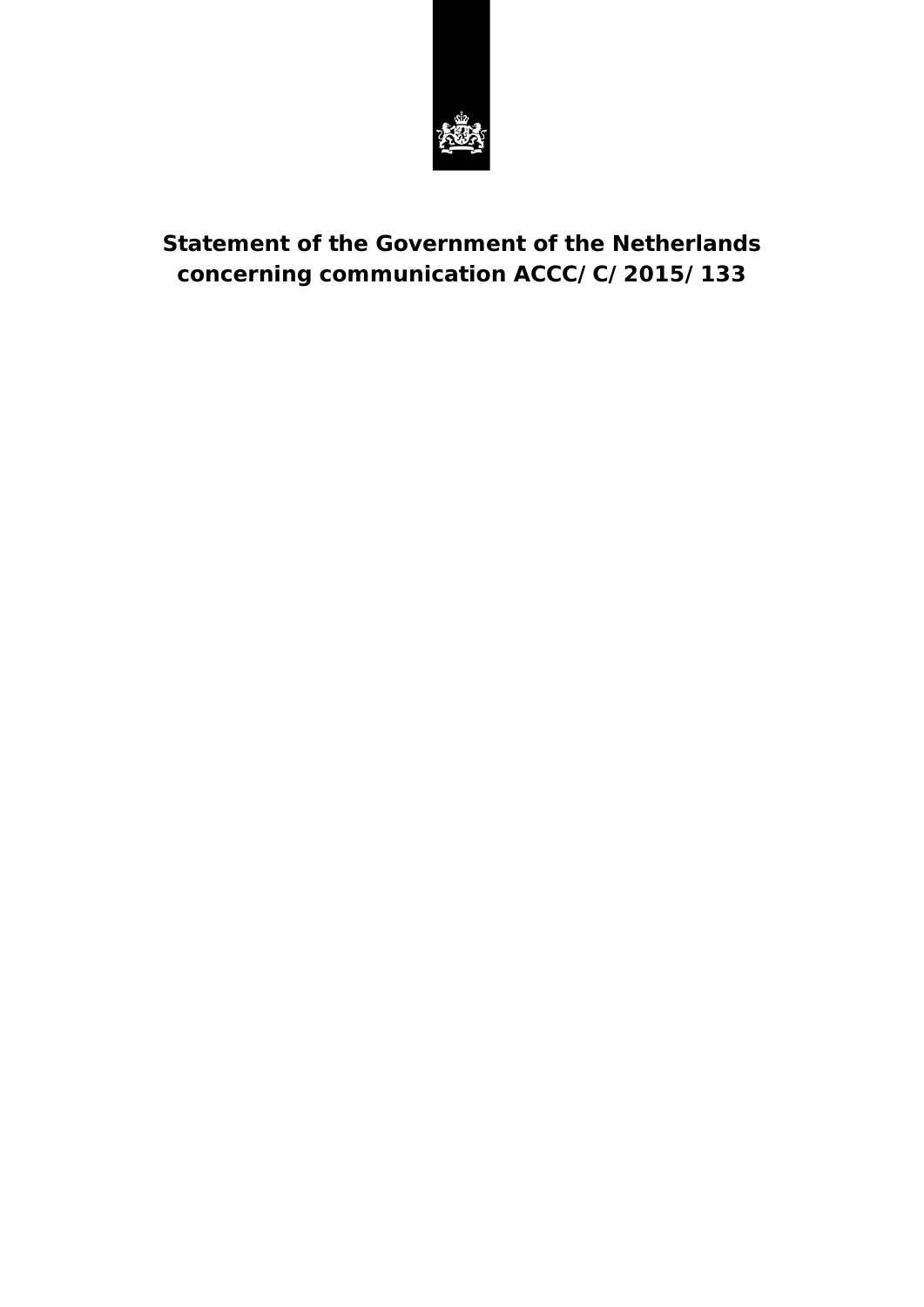# Statement of the Government of the Netherlands concerning communication ACCC/C/2015/133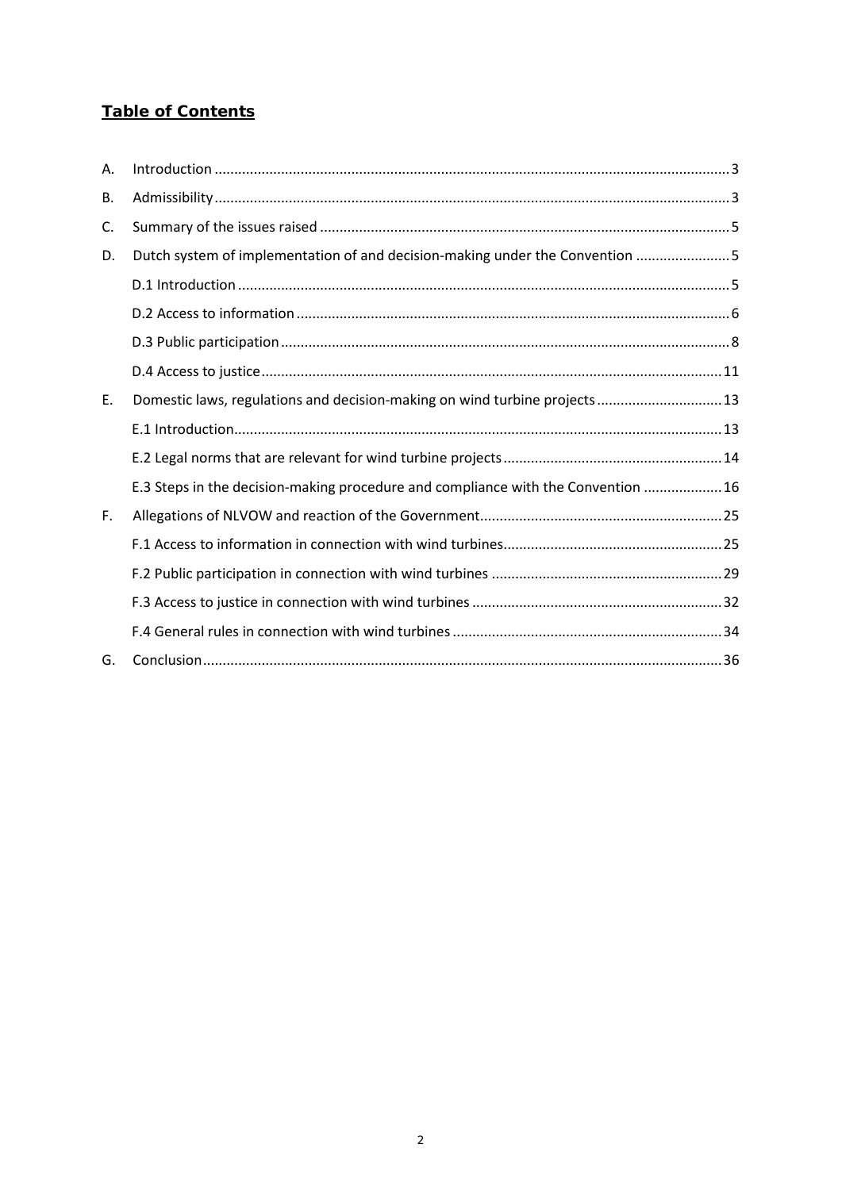# **Table of Contents**

A. Introduction ........ 3

B. Admissibility ........ 3

C. Summary of the issues raised ........ 5

D. Dutch system of implementation of and decision-making under the Convention ........ 5

- D.1 Introduction ........ 5
- D.2 Access to information ........ 6
- D.3 Public participation ........ 8
- D.4 Access to justice ........ 11

E. Domestic laws, regulations and decision-making on wind turbine projects ........ 13

- E.1 Introduction ........ 13
- E.2 Legal norms that are relevant for wind turbine projects ........ 14
- E.3 Steps in the decision-making procedure and compliance with the Convention ........ 16

F. Allegations of NLVOW and reaction of the Government ........ 25

- F.1 Access to information in connection with wind turbines ........ 25
- F.2 Public participation in connection with wind turbines ........ 29
- F.3 Access to justice in connection with wind turbines ........ 32
- F.4 General rules in connection with wind turbines ........ 34

G. Conclusion ........ 36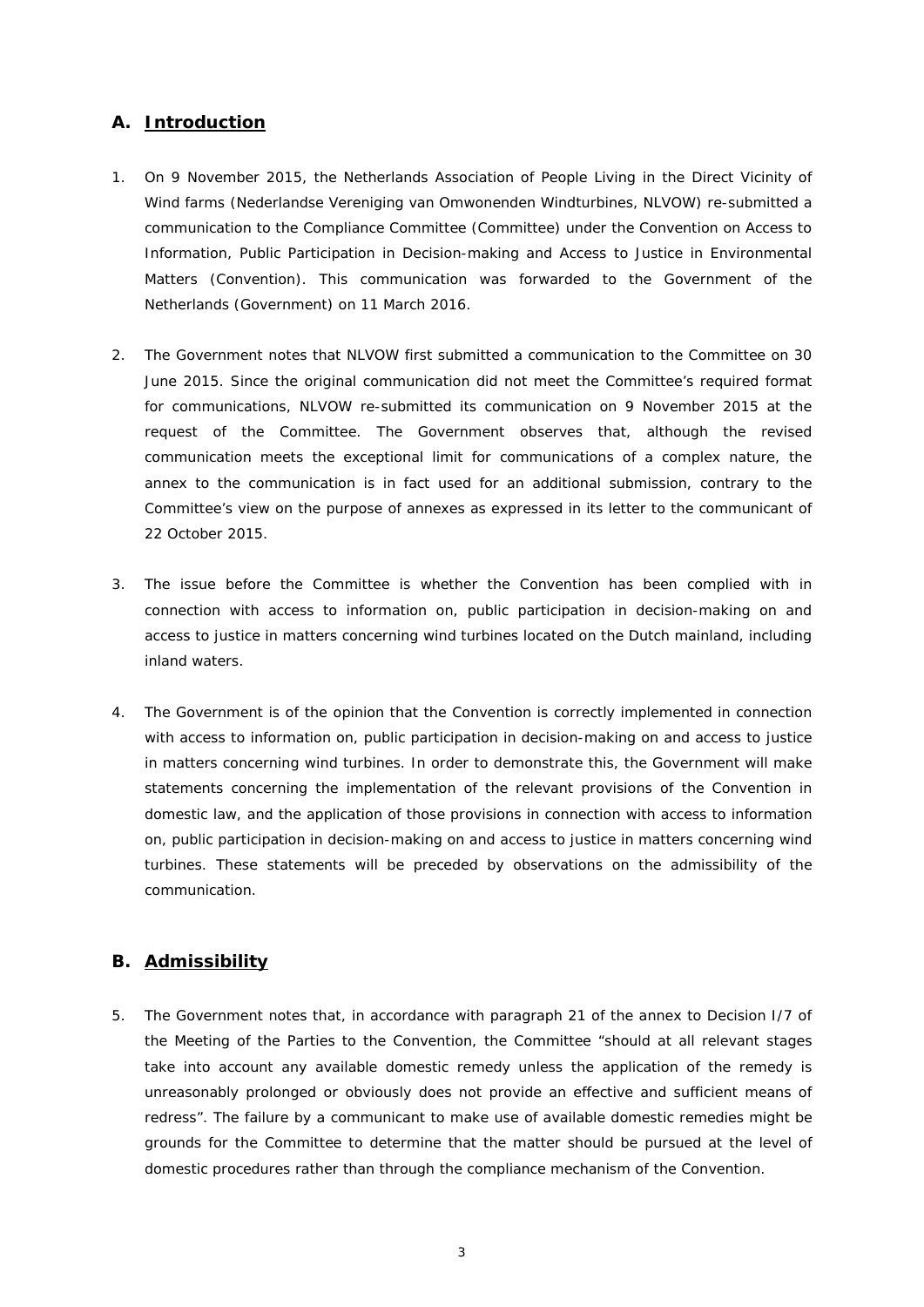## A. Introduction

1. On 9 November 2015, the Netherlands Association of People Living in the Direct Vicinity of Wind farms (Nederlandse Vereniging van Omwonenden Windturbines, NLVOW) re-submitted a communication to the Compliance Committee (Committee) under the Convention on Access to Information, Public Participation in Decision-making and Access to Justice in Environmental Matters (Convention). This communication was forwarded to the Government of the Netherlands (Government) on 11 March 2016.

2. The Government notes that NLVOW first submitted a communication to the Committee on 30 June 2015. Since the original communication did not meet the Committee's required format for communications, NLVOW re-submitted its communication on 9 November 2015 at the request of the Committee. The Government observes that, although the revised communication meets the exceptional limit for communications of a complex nature, the annex to the communication is in fact used for an additional submission, contrary to the Committee's view on the purpose of annexes as expressed in its letter to the communicant of 22 October 2015.

3. The issue before the Committee is whether the Convention has been complied with in connection with access to information on, public participation in decision-making on and access to justice in matters concerning wind turbines located on the Dutch mainland, including inland waters.

4. The Government is of the opinion that the Convention is correctly implemented in connection with access to information on, public participation in decision-making on and access to justice in matters concerning wind turbines. In order to demonstrate this, the Government will make statements concerning the implementation of the relevant provisions of the Convention in domestic law, and the application of those provisions in connection with access to information on, public participation in decision-making on and access to justice in matters concerning wind turbines. These statements will be preceded by observations on the admissibility of the communication.

## B. Admissibility

5. The Government notes that, in accordance with paragraph 21 of the annex to Decision I/7 of the Meeting of the Parties to the Convention, the Committee "should at all relevant stages take into account any available domestic remedy unless the application of the remedy is unreasonably prolonged or obviously does not provide an effective and sufficient means of redress". The failure by a communicant to make use of available domestic remedies might be grounds for the Committee to determine that the matter should be pursued at the level of domestic procedures rather than through the compliance mechanism of the Convention.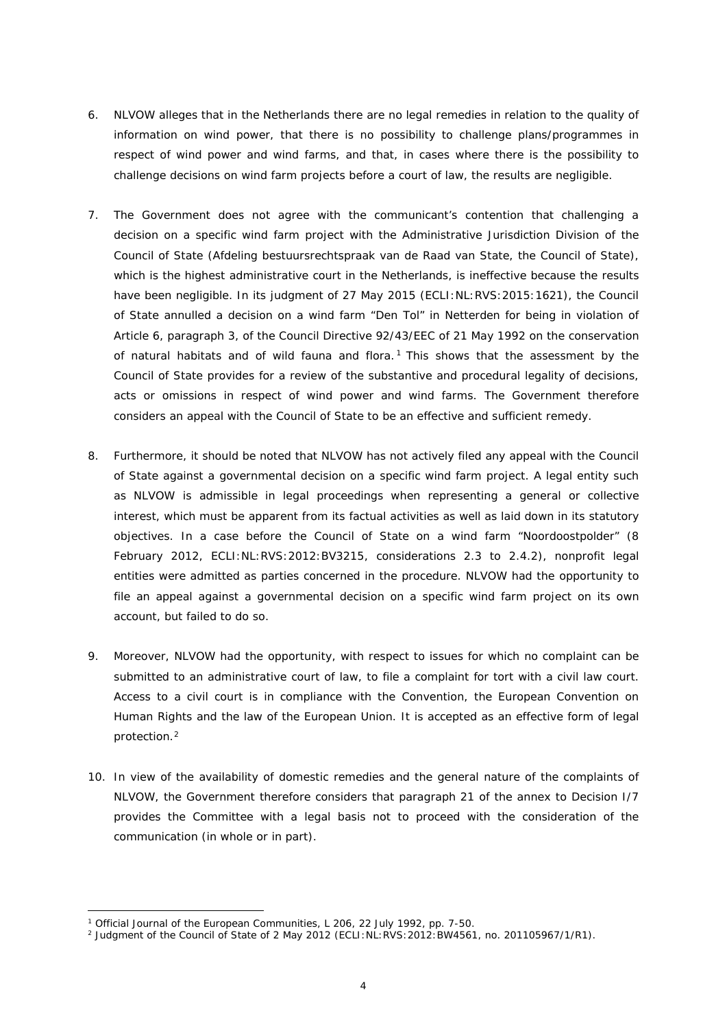6. NLVOW alleges that in the Netherlands there are no legal remedies in relation to the quality of information on wind power, that there is no possibility to challenge plans/programmes in respect of wind power and wind farms, and that, in cases where there is the possibility to challenge decisions on wind farm projects before a court of law, the results are negligible.

7. The Government does not agree with the communicant's contention that challenging a decision on a specific wind farm project with the Administrative Jurisdiction Division of the Council of State (*Afdeling bestuursrechtspraak van de Raad van State*, the Council of State), which is the highest administrative court in the Netherlands, is ineffective because the results have been negligible. In its judgment of 27 May 2015 (ECLI:NL:RVS:2015:1621), the Council of State annulled a decision on a wind farm "Den Tol" in Netterden for being in violation of Article 6, paragraph 3, of the Council Directive 92/43/EEC of 21 May 1992 on the conservation of natural habitats and of wild fauna and flora.[1] This shows that the assessment by the Council of State provides for a review of the substantive and procedural legality of decisions, acts or omissions in respect of wind power and wind farms. The Government therefore considers an appeal with the Council of State to be an effective and sufficient remedy.

8. Furthermore, it should be noted that NLVOW has not actively filed any appeal with the Council of State against a governmental decision on a specific wind farm project. A legal entity such as NLVOW is admissible in legal proceedings when representing a general or collective interest, which must be apparent from its factual activities as well as laid down in its statutory objectives. In a case before the Council of State on a wind farm "Noordoostpolder" (8 February 2012, ECLI:NL:RVS:2012:BV3215, considerations 2.3 to 2.4.2), nonprofit legal entities were admitted as parties concerned in the procedure. NLVOW had the opportunity to file an appeal against a governmental decision on a specific wind farm project on its own account, but failed to do so.

9. Moreover, NLVOW had the opportunity, with respect to issues for which no complaint can be submitted to an administrative court of law, to file a complaint for tort with a civil law court. Access to a civil court is in compliance with the Convention, the European Convention on Human Rights and the law of the European Union. It is accepted as an effective form of legal protection.[2]

10. In view of the availability of domestic remedies and the general nature of the complaints of NLVOW, the Government therefore considers that paragraph 21 of the annex to Decision I/7 provides the Committee with a legal basis not to proceed with the consideration of the communication (in whole or in part).

---

[1] Official Journal of the European Communities, L 206, 22 July 1992, pp. 7-50.

[2] Judgment of the Council of State of 2 May 2012 (ECLI:NL:RVS:2012:BW4561, no. 201105967/1/R1).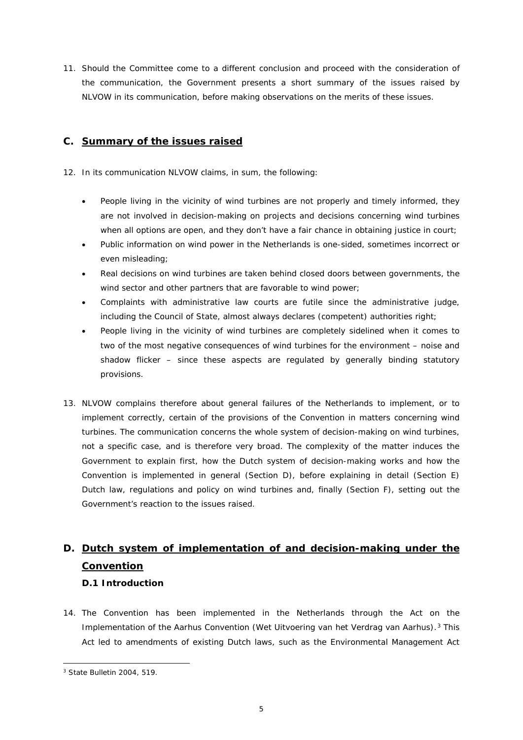11. Should the Committee come to a different conclusion and proceed with the consideration of the communication, the Government presents a short summary of the issues raised by NLVOW in its communication, before making observations on the merits of these issues.

## C. Summary of the issues raised

12. In its communication NLVOW claims, in sum, the following:

    - People living in the vicinity of wind turbines are not properly and timely informed, they are not involved in decision-making on projects and decisions concerning wind turbines when all options are open, and they don't have a fair chance in obtaining justice in court;
    - Public information on wind power in the Netherlands is one-sided, sometimes incorrect or even misleading;
    - Real decisions on wind turbines are taken behind closed doors between governments, the wind sector and other partners that are favorable to wind power;
    - Complaints with administrative law courts are futile since the administrative judge, including the Council of State, almost always declares (competent) authorities right;
    - People living in the vicinity of wind turbines are completely sidelined when it comes to two of the most negative consequences of wind turbines for the environment – noise and shadow flicker – since these aspects are regulated by generally binding statutory provisions.

13. NLVOW complains therefore about general failures of the Netherlands to implement, or to implement correctly, certain of the provisions of the Convention in matters concerning wind turbines. The communication concerns the whole system of decision-making on wind turbines, not a specific case, and is therefore very broad. The complexity of the matter induces the Government to explain first, how the Dutch system of decision-making works and how the Convention is implemented in general (Section D), before explaining in detail (Section E) Dutch law, regulations and policy on wind turbines and, finally (Section F), setting out the Government's reaction to the issues raised.

## D. Dutch system of implementation of and decision-making under the Convention

### D.1 Introduction

14. The Convention has been implemented in the Netherlands through the Act on the Implementation of the Aarhus Convention (*Wet Uitvoering van het Verdrag van Aarhus*).[3] This Act led to amendments of existing Dutch laws, such as the Environmental Management Act

[3] State Bulletin 2004, 519.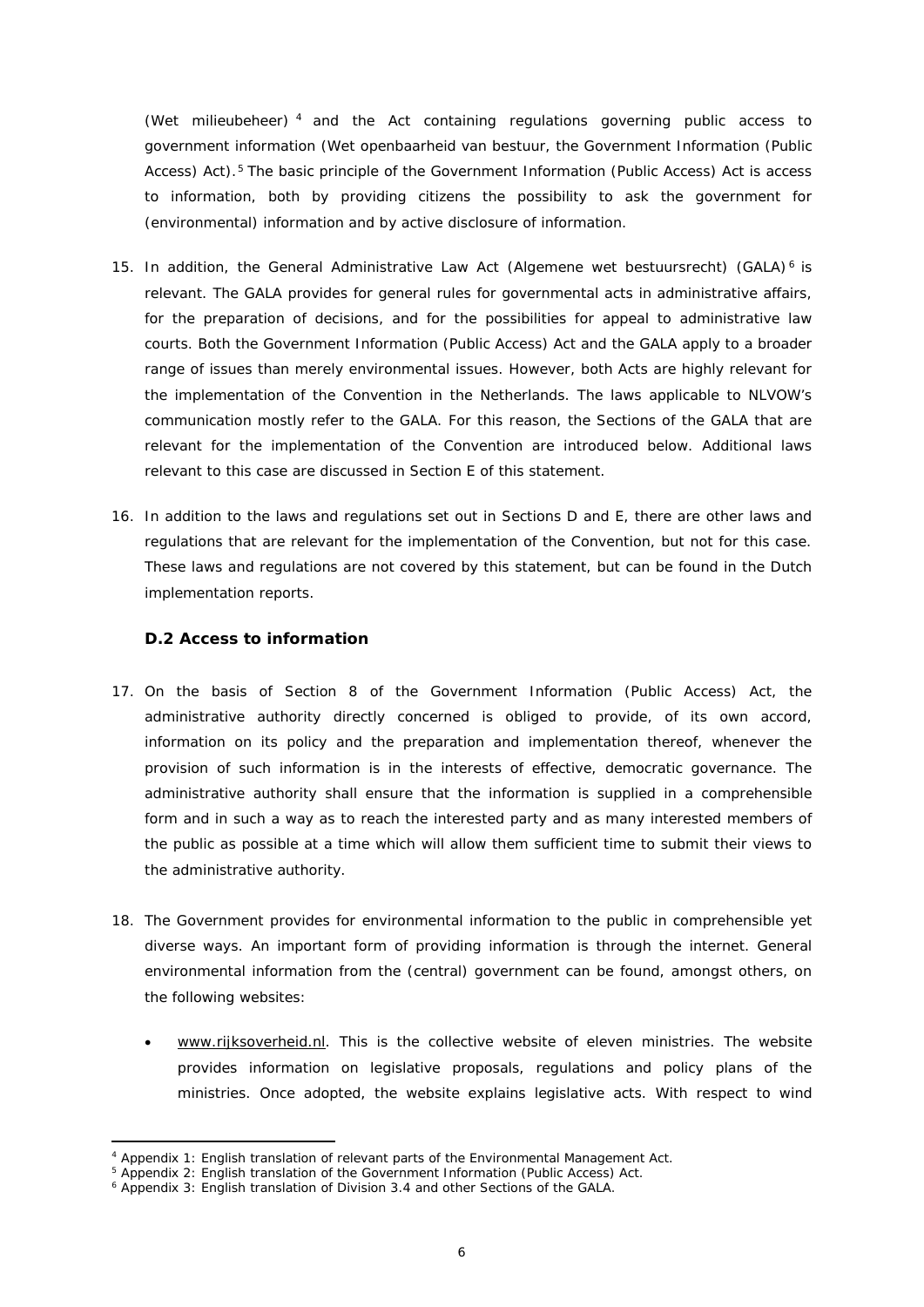(Wet milieubeheer) [4] and the Act containing regulations governing public access to government information (Wet openbaarheid van bestuur, the Government Information (Public Access) Act).[5] The basic principle of the Government Information (Public Access) Act is access to information, both by providing citizens the possibility to ask the government for (environmental) information and by active disclosure of information.

15. In addition, the General Administrative Law Act (Algemene wet bestuursrecht) (GALA)[6] is relevant. The GALA provides for general rules for governmental acts in administrative affairs, for the preparation of decisions, and for the possibilities for appeal to administrative law courts. Both the Government Information (Public Access) Act and the GALA apply to a broader range of issues than merely environmental issues. However, both Acts are highly relevant for the implementation of the Convention in the Netherlands. The laws applicable to NLVOW's communication mostly refer to the GALA. For this reason, the Sections of the GALA that are relevant for the implementation of the Convention are introduced below. Additional laws relevant to this case are discussed in Section E of this statement.

16. In addition to the laws and regulations set out in Sections D and E, there are other laws and regulations that are relevant for the implementation of the Convention, but not for this case. These laws and regulations are not covered by this statement, but can be found in the Dutch implementation reports.

### D.2 Access to information

17. On the basis of Section 8 of the Government Information (Public Access) Act, the administrative authority directly concerned is obliged to provide, of its own accord, information on its policy and the preparation and implementation thereof, whenever the provision of such information is in the interests of effective, democratic governance. The administrative authority shall ensure that the information is supplied in a comprehensible form and in such a way as to reach the interested party and as many interested members of the public as possible at a time which will allow them sufficient time to submit their views to the administrative authority.

18. The Government provides for environmental information to the public in comprehensible yet diverse ways. An important form of providing information is through the internet. General environmental information from the (central) government can be found, amongst others, on the following websites:

   - www.rijksoverheid.nl. This is the collective website of eleven ministries. The website provides information on legislative proposals, regulations and policy plans of the ministries. Once adopted, the website explains legislative acts. With respect to wind

---

[4] Appendix 1: English translation of relevant parts of the Environmental Management Act.

[5] Appendix 2: English translation of the Government Information (Public Access) Act.

[6] Appendix 3: English translation of Division 3.4 and other Sections of the GALA.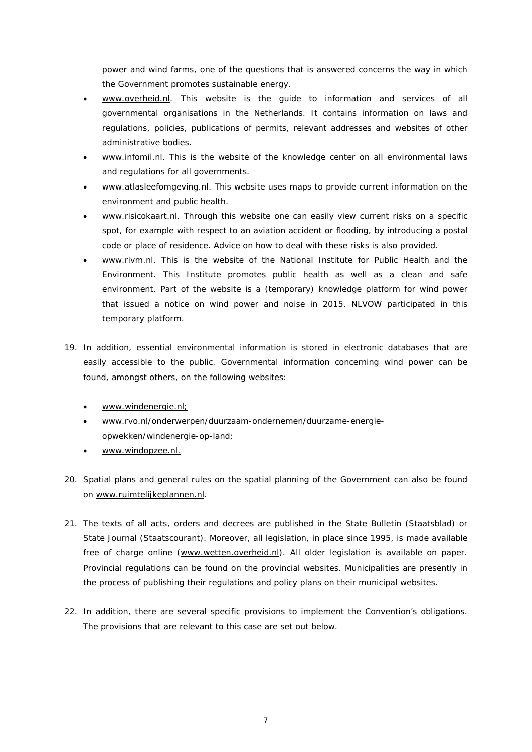power and wind farms, one of the questions that is answered concerns the way in which the Government promotes sustainable energy.

- www.overheid.nl. This website is the guide to information and services of all governmental organisations in the Netherlands. It contains information on laws and regulations, policies, publications of permits, relevant addresses and websites of other administrative bodies.
- www.infomil.nl. This is the website of the knowledge center on all environmental laws and regulations for all governments.
- www.atlasleefomgeving.nl. This website uses maps to provide current information on the environment and public health.
- www.risicokaart.nl. Through this website one can easily view current risks on a specific spot, for example with respect to an aviation accident or flooding, by introducing a postal code or place of residence. Advice on how to deal with these risks is also provided.
- www.rivm.nl. This is the website of the National Institute for Public Health and the Environment. This Institute promotes public health as well as a clean and safe environment. Part of the website is a (temporary) knowledge platform for wind power that issued a notice on wind power and noise in 2015. NLVOW participated in this temporary platform.

19. In addition, essential environmental information is stored in electronic databases that are easily accessible to the public. Governmental information concerning wind power can be found, amongst others, on the following websites:

    - www.windenergie.nl;
    - www.rvo.nl/onderwerpen/duurzaam-ondernemen/duurzame-energie-opwekken/windenergie-op-land;
    - www.windopzee.nl.

20. Spatial plans and general rules on the spatial planning of the Government can also be found on www.ruimtelijkeplannen.nl.

21. The texts of all acts, orders and decrees are published in the State Bulletin (Staatsblad) or State Journal (Staatscourant). Moreover, all legislation, in place since 1995, is made available free of charge online (www.wetten.overheid.nl). All older legislation is available on paper. Provincial regulations can be found on the provincial websites. Municipalities are presently in the process of publishing their regulations and policy plans on their municipal websites.

22. In addition, there are several specific provisions to implement the Convention's obligations. The provisions that are relevant to this case are set out below.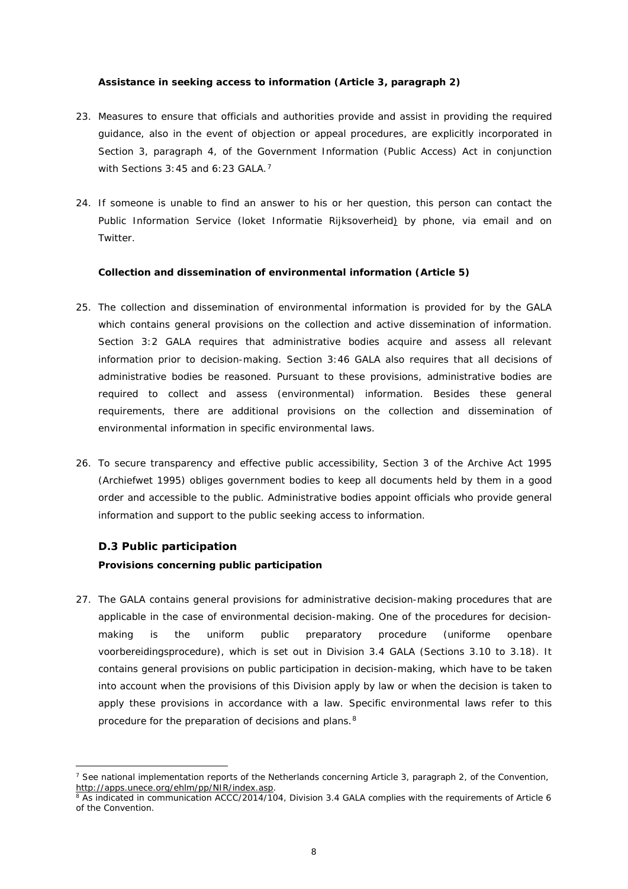**Assistance in seeking access to information (Article 3, paragraph 2)**

23. Measures to ensure that officials and authorities provide and assist in providing the required guidance, also in the event of objection or appeal procedures, are explicitly incorporated in Section 3, paragraph 4, of the Government Information (Public Access) Act in conjunction with Sections 3:45 and 6:23 GALA.[7]

24. If someone is unable to find an answer to his or her question, this person can contact the Public Information Service (*loket Informatie Rijksoverheid*) by phone, via email and on Twitter.

**Collection and dissemination of environmental information (Article 5)**

25. The collection and dissemination of environmental information is provided for by the GALA which contains general provisions on the collection and active dissemination of information. Section 3:2 GALA requires that administrative bodies acquire and assess all relevant information prior to decision-making. Section 3:46 GALA also requires that all decisions of administrative bodies be reasoned. Pursuant to these provisions, administrative bodies are required to collect and assess (environmental) information. Besides these general requirements, there are additional provisions on the collection and dissemination of environmental information in specific environmental laws.

26. To secure transparency and effective public accessibility, Section 3 of the Archive Act 1995 (*Archiefwet 1995*) obliges government bodies to keep all documents held by them in a good order and accessible to the public. Administrative bodies appoint officials who provide general information and support to the public seeking access to information.

## D.3 Public participation

**Provisions concerning public participation**

27. The GALA contains general provisions for administrative decision-making procedures that are applicable in the case of environmental decision-making. One of the procedures for decision-making is the uniform public preparatory procedure (*uniforme openbare voorbereidingsprocedure*), which is set out in Division 3.4 GALA (Sections 3.10 to 3.18). It contains general provisions on public participation in decision-making, which have to be taken into account when the provisions of this Division apply by law or when the decision is taken to apply these provisions in accordance with a law. Specific environmental laws refer to this procedure for the preparation of decisions and plans.[8]

---

[7] See national implementation reports of the Netherlands concerning Article 3, paragraph 2, of the Convention, http://apps.unece.org/ehlm/pp/NIR/index.asp.

[8] As indicated in communication ACCC/2014/104, Division 3.4 GALA complies with the requirements of Article 6 of the Convention.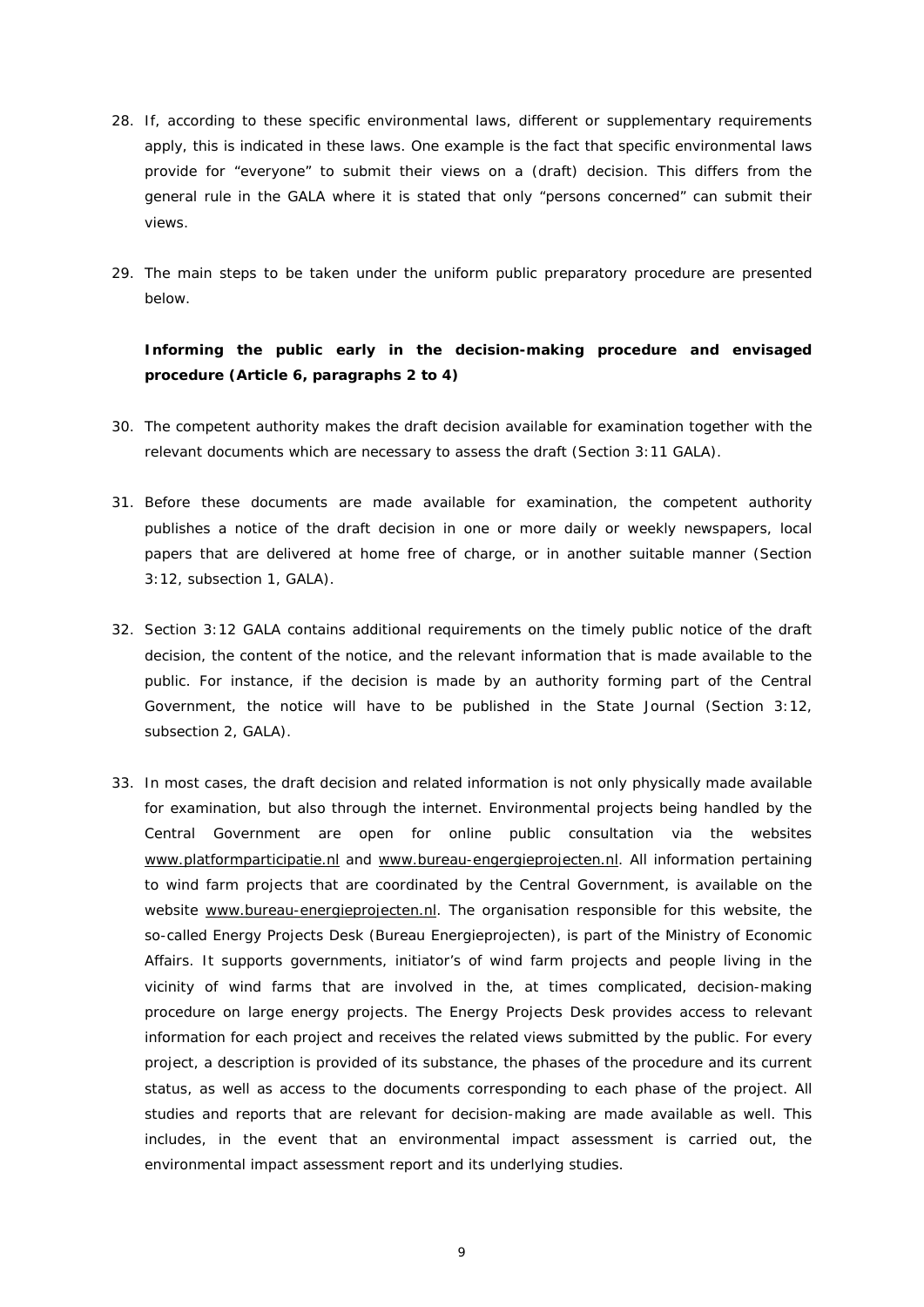28. If, according to these specific environmental laws, different or supplementary requirements apply, this is indicated in these laws. One example is the fact that specific environmental laws provide for "everyone" to submit their views on a (draft) decision. This differs from the general rule in the GALA where it is stated that only "persons concerned" can submit their views.

29. The main steps to be taken under the uniform public preparatory procedure are presented below.

**Informing the public early in the decision-making procedure and envisaged procedure (Article 6, paragraphs 2 to 4)**

30. The competent authority makes the draft decision available for examination together with the relevant documents which are necessary to assess the draft (Section 3:11 GALA).

31. Before these documents are made available for examination, the competent authority publishes a notice of the draft decision in one or more daily or weekly newspapers, local papers that are delivered at home free of charge, or in another suitable manner (Section 3:12, subsection 1, GALA).

32. Section 3:12 GALA contains additional requirements on the timely public notice of the draft decision, the content of the notice, and the relevant information that is made available to the public. For instance, if the decision is made by an authority forming part of the Central Government, the notice will have to be published in the State Journal (Section 3:12, subsection 2, GALA).

33. In most cases, the draft decision and related information is not only physically made available for examination, but also through the internet. Environmental projects being handled by the Central Government are open for online public consultation via the websites www.platformparticipatie.nl and www.bureau-engergieprojecten.nl. All information pertaining to wind farm projects that are coordinated by the Central Government, is available on the website www.bureau-energieprojecten.nl. The organisation responsible for this website, the so-called Energy Projects Desk (Bureau Energieprojecten), is part of the Ministry of Economic Affairs. It supports governments, initiator's of wind farm projects and people living in the vicinity of wind farms that are involved in the, at times complicated, decision-making procedure on large energy projects. The Energy Projects Desk provides access to relevant information for each project and receives the related views submitted by the public. For every project, a description is provided of its substance, the phases of the procedure and its current status, as well as access to the documents corresponding to each phase of the project. All studies and reports that are relevant for decision-making are made available as well. This includes, in the event that an environmental impact assessment is carried out, the environmental impact assessment report and its underlying studies.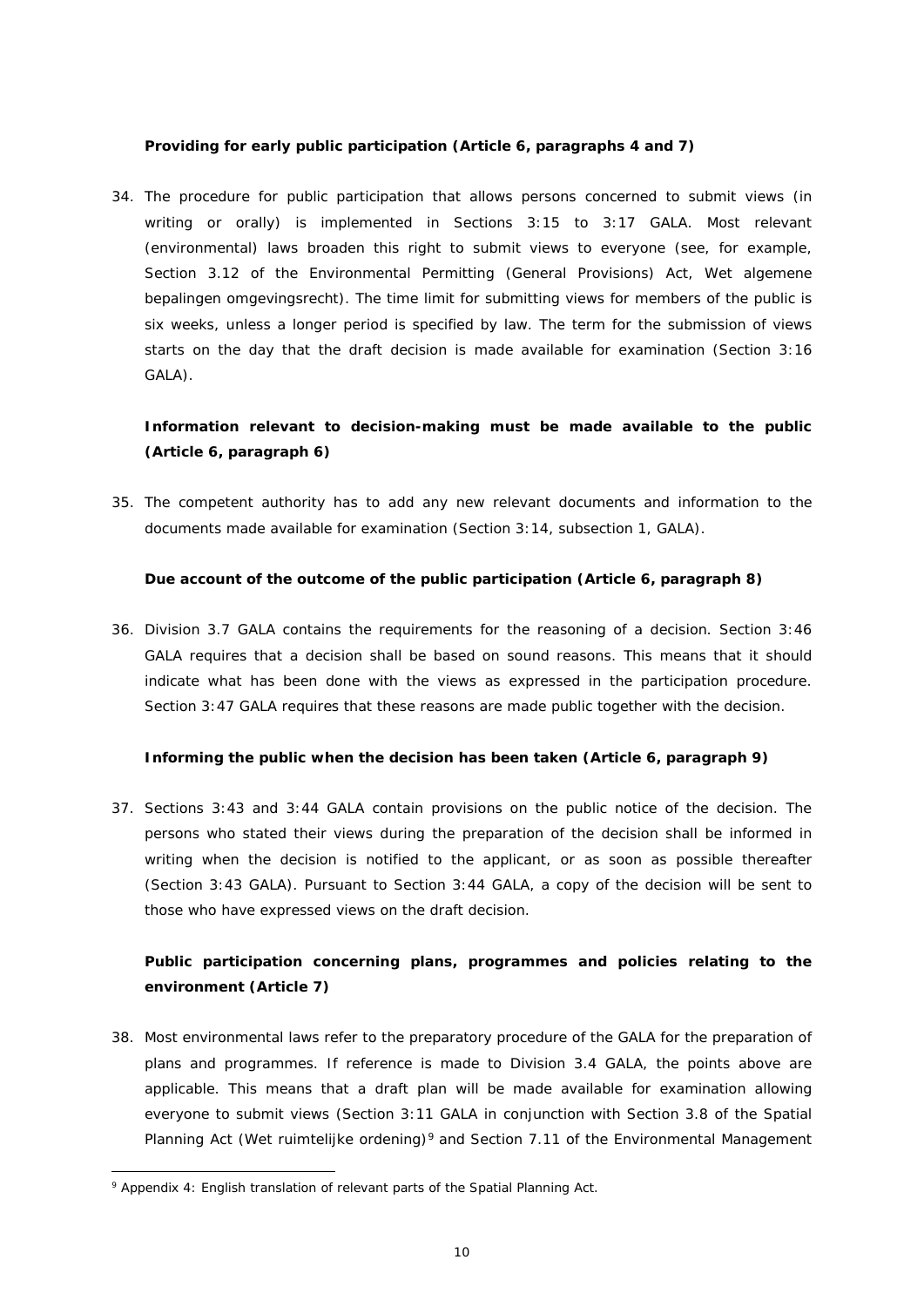**Providing for early public participation (Article 6, paragraphs 4 and 7)**

34. The procedure for public participation that allows persons concerned to submit views (in writing or orally) is implemented in Sections 3:15 to 3:17 GALA. Most relevant (environmental) laws broaden this right to submit views to everyone (see, for example, Section 3.12 of the Environmental Permitting (General Provisions) Act, *Wet algemene bepalingen omgevingsrecht*). The time limit for submitting views for members of the public is six weeks, unless a longer period is specified by law. The term for the submission of views starts on the day that the draft decision is made available for examination (Section 3:16 GALA).

**Information relevant to decision-making must be made available to the public (Article 6, paragraph 6)**

35. The competent authority has to add any new relevant documents and information to the documents made available for examination (Section 3:14, subsection 1, GALA).

**Due account of the outcome of the public participation (Article 6, paragraph 8)**

36. Division 3.7 GALA contains the requirements for the reasoning of a decision. Section 3:46 GALA requires that a decision shall be based on sound reasons. This means that it should indicate what has been done with the views as expressed in the participation procedure. Section 3:47 GALA requires that these reasons are made public together with the decision.

**Informing the public when the decision has been taken (Article 6, paragraph 9)**

37. Sections 3:43 and 3:44 GALA contain provisions on the public notice of the decision. The persons who stated their views during the preparation of the decision shall be informed in writing when the decision is notified to the applicant, or as soon as possible thereafter (Section 3:43 GALA). Pursuant to Section 3:44 GALA, a copy of the decision will be sent to those who have expressed views on the draft decision.

**Public participation concerning plans, programmes and policies relating to the environment (Article 7)**

38. Most environmental laws refer to the preparatory procedure of the GALA for the preparation of plans and programmes. If reference is made to Division 3.4 GALA, the points above are applicable. This means that a draft plan will be made available for examination allowing everyone to submit views (Section 3:11 GALA in conjunction with Section 3.8 of the Spatial Planning Act (*Wet ruimtelijke ordening*)[9] and Section 7.11 of the Environmental Management

[9] Appendix 4: English translation of relevant parts of the Spatial Planning Act.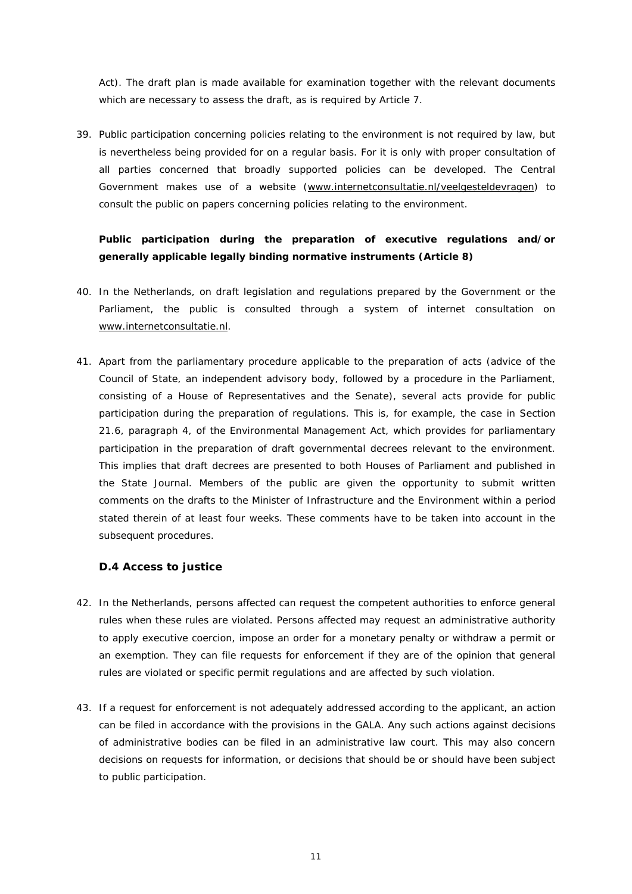Act). The draft plan is made available for examination together with the relevant documents which are necessary to assess the draft, as is required by Article 7.

39. Public participation concerning policies relating to the environment is not required by law, but is nevertheless being provided for on a regular basis. For it is only with proper consultation of all parties concerned that broadly supported policies can be developed. The Central Government makes use of a website (www.internetconsultatie.nl/veelgesteldevragen) to consult the public on papers concerning policies relating to the environment.

**Public participation during the preparation of executive regulations and/or generally applicable legally binding normative instruments (Article 8)**

40. In the Netherlands, on draft legislation and regulations prepared by the Government or the Parliament, the public is consulted through a system of internet consultation on www.internetconsultatie.nl.

41. Apart from the parliamentary procedure applicable to the preparation of acts (advice of the Council of State, an independent advisory body, followed by a procedure in the Parliament, consisting of a House of Representatives and the Senate), several acts provide for public participation during the preparation of regulations. This is, for example, the case in Section 21.6, paragraph 4, of the Environmental Management Act, which provides for parliamentary participation in the preparation of draft governmental decrees relevant to the environment. This implies that draft decrees are presented to both Houses of Parliament and published in the State Journal. Members of the public are given the opportunity to submit written comments on the drafts to the Minister of Infrastructure and the Environment within a period stated therein of at least four weeks. These comments have to be taken into account in the subsequent procedures.

### D.4 Access to justice

42. In the Netherlands, persons affected can request the competent authorities to enforce general rules when these rules are violated. Persons affected may request an administrative authority to apply executive coercion, impose an order for a monetary penalty or withdraw a permit or an exemption. They can file requests for enforcement if they are of the opinion that general rules are violated or specific permit regulations and are affected by such violation.

43. If a request for enforcement is not adequately addressed according to the applicant, an action can be filed in accordance with the provisions in the GALA. Any such actions against decisions of administrative bodies can be filed in an administrative law court. This may also concern decisions on requests for information, or decisions that should be or should have been subject to public participation.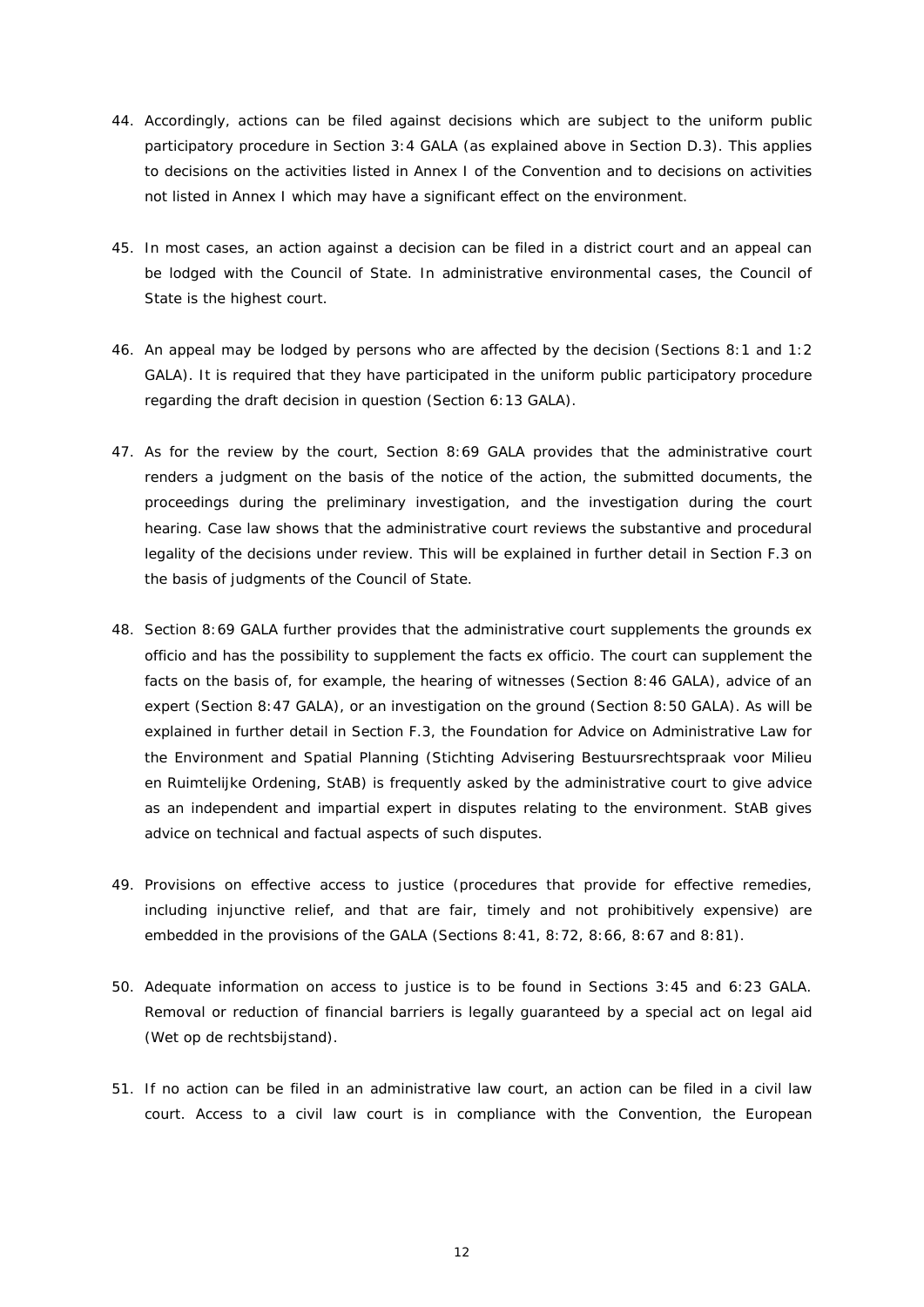44. Accordingly, actions can be filed against decisions which are subject to the uniform public participatory procedure in Section 3:4 GALA (as explained above in Section D.3). This applies to decisions on the activities listed in Annex I of the Convention and to decisions on activities not listed in Annex I which may have a significant effect on the environment.

45. In most cases, an action against a decision can be filed in a district court and an appeal can be lodged with the Council of State. In administrative environmental cases, the Council of State is the highest court.

46. An appeal may be lodged by persons who are affected by the decision (Sections 8:1 and 1:2 GALA). It is required that they have participated in the uniform public participatory procedure regarding the draft decision in question (Section 6:13 GALA).

47. As for the review by the court, Section 8:69 GALA provides that the administrative court renders a judgment on the basis of the notice of the action, the submitted documents, the proceedings during the preliminary investigation, and the investigation during the court hearing. Case law shows that the administrative court reviews the substantive and procedural legality of the decisions under review. This will be explained in further detail in Section F.3 on the basis of judgments of the Council of State.

48. Section 8:69 GALA further provides that the administrative court supplements the grounds ex officio and has the possibility to supplement the facts ex officio. The court can supplement the facts on the basis of, for example, the hearing of witnesses (Section 8:46 GALA), advice of an expert (Section 8:47 GALA), or an investigation on the ground (Section 8:50 GALA). As will be explained in further detail in Section F.3, the Foundation for Advice on Administrative Law for the Environment and Spatial Planning (Stichting Advisering Bestuursrechtspraak voor Milieu en Ruimtelijke Ordening, StAB) is frequently asked by the administrative court to give advice as an independent and impartial expert in disputes relating to the environment. StAB gives advice on technical and factual aspects of such disputes.

49. Provisions on effective access to justice (procedures that provide for effective remedies, including injunctive relief, and that are fair, timely and not prohibitively expensive) are embedded in the provisions of the GALA (Sections 8:41, 8:72, 8:66, 8:67 and 8:81).

50. Adequate information on access to justice is to be found in Sections 3:45 and 6:23 GALA. Removal or reduction of financial barriers is legally guaranteed by a special act on legal aid (Wet op de rechtsbijstand).

51. If no action can be filed in an administrative law court, an action can be filed in a civil law court. Access to a civil law court is in compliance with the Convention, the European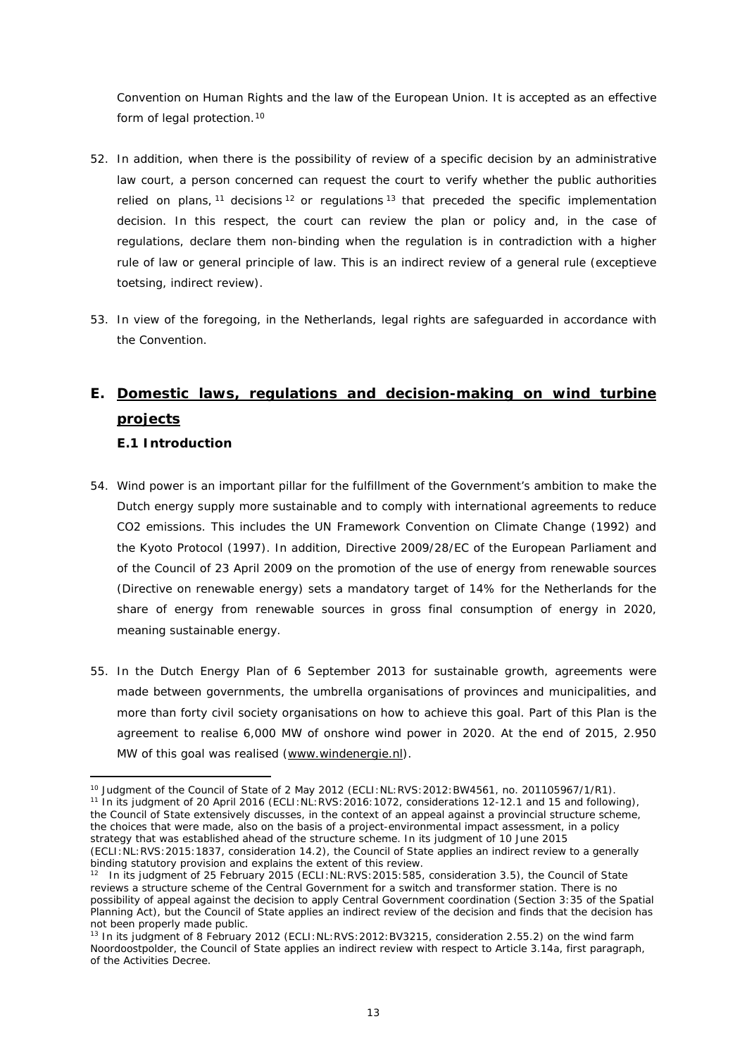Convention on Human Rights and the law of the European Union. It is accepted as an effective form of legal protection.[10]

52. In addition, when there is the possibility of review of a specific decision by an administrative law court, a person concerned can request the court to verify whether the public authorities relied on plans,[11] decisions[12] or regulations[13] that preceded the specific implementation decision. In this respect, the court can review the plan or policy and, in the case of regulations, declare them non-binding when the regulation is in contradiction with a higher rule of law or general principle of law. This is an indirect review of a general rule (*exceptieve toetsing*, indirect review).

53. In view of the foregoing, in the Netherlands, legal rights are safeguarded in accordance with the Convention.

## E. Domestic laws, regulations and decision-making on wind turbine projects

### E.1 Introduction

54. Wind power is an important pillar for the fulfillment of the Government's ambition to make the Dutch energy supply more sustainable and to comply with international agreements to reduce CO2 emissions. This includes the UN Framework Convention on Climate Change (1992) and the Kyoto Protocol (1997). In addition, Directive 2009/28/EC of the European Parliament and of the Council of 23 April 2009 on the promotion of the use of energy from renewable sources (Directive on renewable energy) sets a mandatory target of 14% for the Netherlands for the share of energy from renewable sources in gross final consumption of energy in 2020, meaning sustainable energy.

55. In the Dutch Energy Plan of 6 September 2013 for sustainable growth, agreements were made between governments, the umbrella organisations of provinces and municipalities, and more than forty civil society organisations on how to achieve this goal. Part of this Plan is the agreement to realise 6,000 MW of onshore wind power in 2020. At the end of 2015, 2.950 MW of this goal was realised (www.windenergie.nl).

---

[10] Judgment of the Council of State of 2 May 2012 (ECLI:NL:RVS:2012:BW4561, no. 201105967/1/R1).

[11] In its judgment of 20 April 2016 (ECLI:NL:RVS:2016:1072, considerations 12-12.1 and 15 and following), the Council of State extensively discusses, in the context of an appeal against a provincial structure scheme, the choices that were made, also on the basis of a project-environmental impact assessment, in a policy strategy that was established ahead of the structure scheme. In its judgment of 10 June 2015 (ECLI:NL:RVS:2015:1837, consideration 14.2), the Council of State applies an indirect review to a generally binding statutory provision and explains the extent of this review.

[12] In its judgment of 25 February 2015 (ECLI:NL:RVS:2015:585, consideration 3.5), the Council of State reviews a structure scheme of the Central Government for a switch and transformer station. There is no possibility of appeal against the decision to apply Central Government coordination (Section 3:35 of the Spatial Planning Act), but the Council of State applies an indirect review of the decision and finds that the decision has not been properly made public.

[13] In its judgment of 8 February 2012 (ECLI:NL:RVS:2012:BV3215, consideration 2.55.2) on the wind farm Noordoostpolder, the Council of State applies an indirect review with respect to Article 3.14a, first paragraph, of the Activities Decree.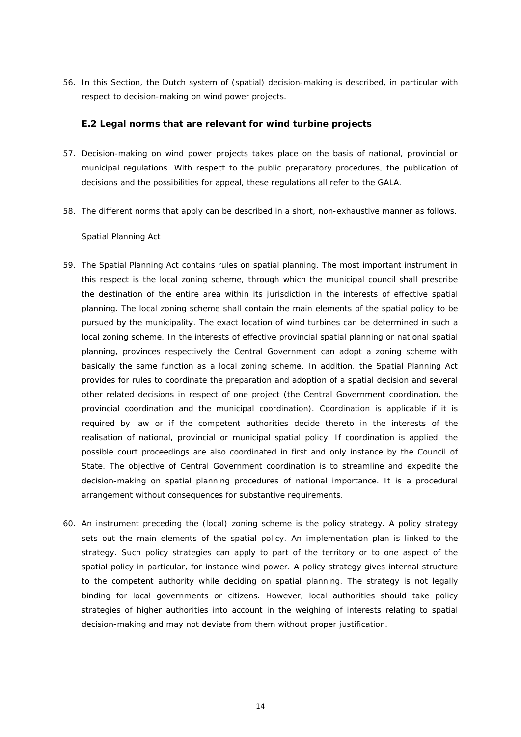56. In this Section, the Dutch system of (spatial) decision-making is described, in particular with respect to decision-making on wind power projects.

### E.2 Legal norms that are relevant for wind turbine projects

57. Decision-making on wind power projects takes place on the basis of national, provincial or municipal regulations. With respect to the public preparatory procedures, the publication of decisions and the possibilities for appeal, these regulations all refer to the GALA.

58. The different norms that apply can be described in a short, non-exhaustive manner as follows.

Spatial Planning Act

59. The Spatial Planning Act contains rules on spatial planning. The most important instrument in this respect is the local zoning scheme, through which the municipal council shall prescribe the destination of the entire area within its jurisdiction in the interests of effective spatial planning. The local zoning scheme shall contain the main elements of the spatial policy to be pursued by the municipality. The exact location of wind turbines can be determined in such a local zoning scheme. In the interests of effective provincial spatial planning or national spatial planning, provinces respectively the Central Government can adopt a zoning scheme with basically the same function as a local zoning scheme. In addition, the Spatial Planning Act provides for rules to coordinate the preparation and adoption of a spatial decision and several other related decisions in respect of one project (the Central Government coordination, the provincial coordination and the municipal coordination). Coordination is applicable if it is required by law or if the competent authorities decide thereto in the interests of the realisation of national, provincial or municipal spatial policy. If coordination is applied, the possible court proceedings are also coordinated in first and only instance by the Council of State. The objective of Central Government coordination is to streamline and expedite the decision-making on spatial planning procedures of national importance. It is a procedural arrangement without consequences for substantive requirements.

60. An instrument preceding the (local) zoning scheme is the policy strategy. A policy strategy sets out the main elements of the spatial policy. An implementation plan is linked to the strategy. Such policy strategies can apply to part of the territory or to one aspect of the spatial policy in particular, for instance wind power. A policy strategy gives internal structure to the competent authority while deciding on spatial planning. The strategy is not legally binding for local governments or citizens. However, local authorities should take policy strategies of higher authorities into account in the weighing of interests relating to spatial decision-making and may not deviate from them without proper justification.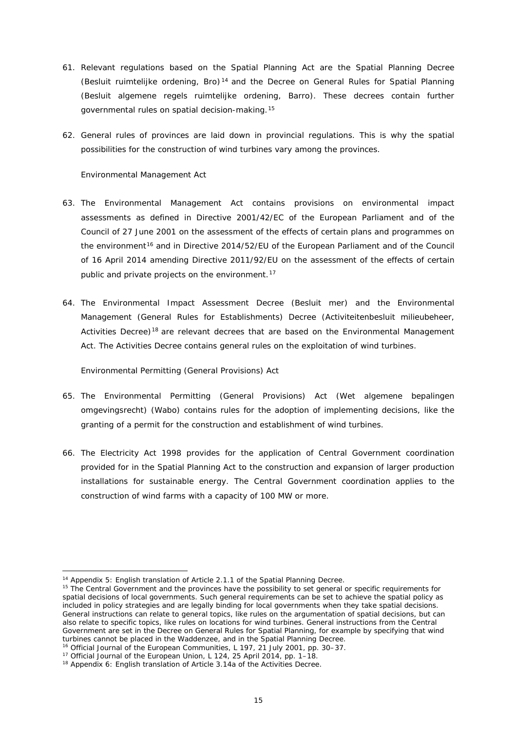61. Relevant regulations based on the Spatial Planning Act are the Spatial Planning Decree (*Besluit ruimtelijke ordening*, Bro)[14] and the Decree on General Rules for Spatial Planning (*Besluit algemene regels ruimtelijke ordening*, Barro). These decrees contain further governmental rules on spatial decision-making.[15]

62. General rules of provinces are laid down in provincial regulations. This is why the spatial possibilities for the construction of wind turbines vary among the provinces.

*Environmental Management Act*

63. The Environmental Management Act contains provisions on environmental impact assessments as defined in Directive 2001/42/EC of the European Parliament and of the Council of 27 June 2001 on the assessment of the effects of certain plans and programmes on the environment[16] and in Directive 2014/52/EU of the European Parliament and of the Council of 16 April 2014 amending Directive 2011/92/EU on the assessment of the effects of certain public and private projects on the environment.[17]

64. The Environmental Impact Assessment Decree (*Besluit mer*) and the Environmental Management (General Rules for Establishments) Decree (*Activiteitenbesluit milieubeheer*, Activities Decree)[18] are relevant decrees that are based on the Environmental Management Act. The Activities Decree contains general rules on the exploitation of wind turbines.

*Environmental Permitting (General Provisions) Act*

65. The Environmental Permitting (General Provisions) Act (*Wet algemene bepalingen omgevingsrecht*) (Wabo) contains rules for the adoption of implementing decisions, like the granting of a permit for the construction and establishment of wind turbines.

66. The Electricity Act 1998 provides for the application of Central Government coordination provided for in the Spatial Planning Act to the construction and expansion of larger production installations for sustainable energy. The Central Government coordination applies to the construction of wind farms with a capacity of 100 MW or more.

---

[14] Appendix 5: English translation of Article 2.1.1 of the Spatial Planning Decree.

[15] The Central Government and the provinces have the possibility to set general or specific requirements for spatial decisions of local governments. Such general requirements can be set to achieve the spatial policy as included in policy strategies and are legally binding for local governments when they take spatial decisions. General instructions can relate to general topics, like rules on the argumentation of spatial decisions, but can also relate to specific topics, like rules on locations for wind turbines. General instructions from the Central Government are set in the Decree on General Rules for Spatial Planning, for example by specifying that wind turbines cannot be placed in the Waddenzee, and in the Spatial Planning Decree.

[16] Official Journal of the European Communities, L 197, 21 July 2001, pp. 30–37.

[17] Official Journal of the European Union, L 124, 25 April 2014, pp. 1–18.

[18] Appendix 6: English translation of Article 3.14a of the Activities Decree.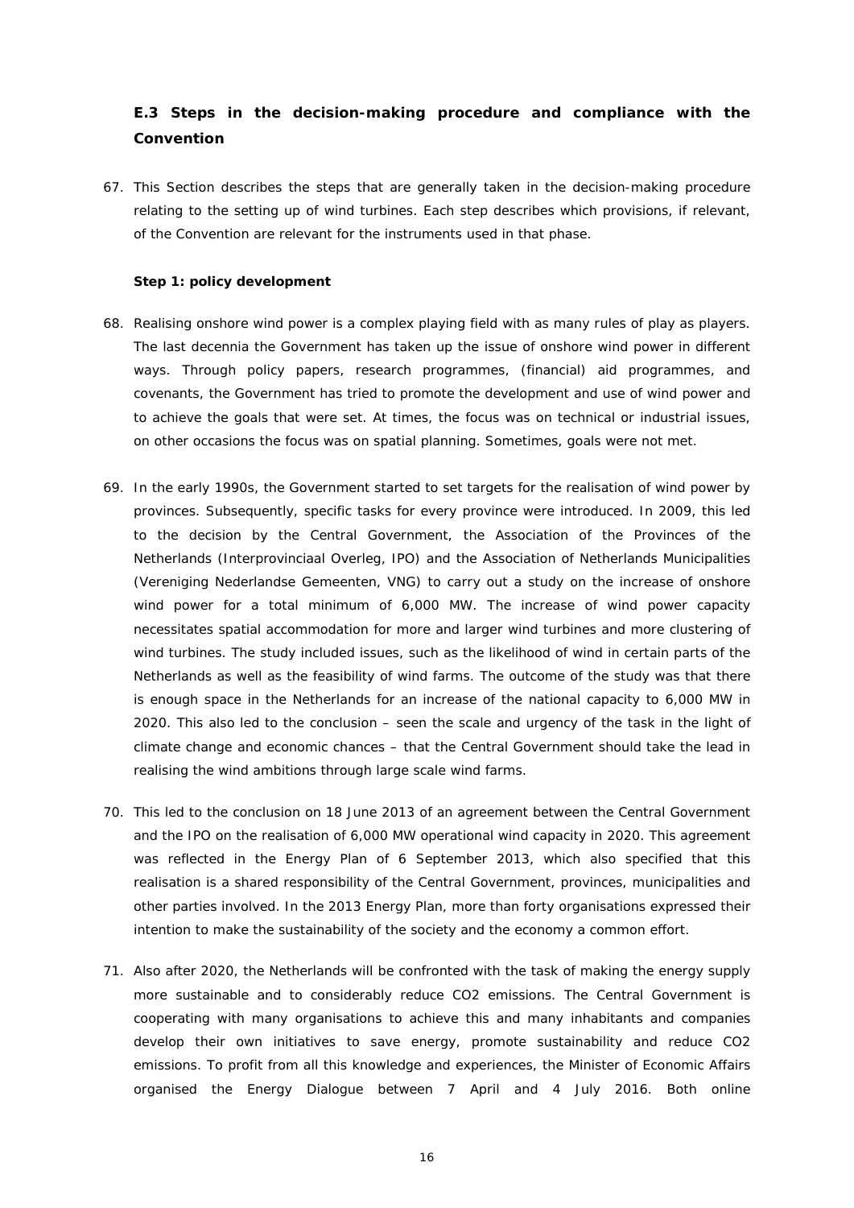### E.3 Steps in the decision-making procedure and compliance with the Convention

67. This Section describes the steps that are generally taken in the decision-making procedure relating to the setting up of wind turbines. Each step describes which provisions, if relevant, of the Convention are relevant for the instruments used in that phase.

**Step 1: policy development**

68. Realising onshore wind power is a complex playing field with as many rules of play as players. The last decennia the Government has taken up the issue of onshore wind power in different ways. Through policy papers, research programmes, (financial) aid programmes, and covenants, the Government has tried to promote the development and use of wind power and to achieve the goals that were set. At times, the focus was on technical or industrial issues, on other occasions the focus was on spatial planning. Sometimes, goals were not met.

69. In the early 1990s, the Government started to set targets for the realisation of wind power by provinces. Subsequently, specific tasks for every province were introduced. In 2009, this led to the decision by the Central Government, the Association of the Provinces of the Netherlands (Interprovinciaal Overleg, IPO) and the Association of Netherlands Municipalities (Vereniging Nederlandse Gemeenten, VNG) to carry out a study on the increase of onshore wind power for a total minimum of 6,000 MW. The increase of wind power capacity necessitates spatial accommodation for more and larger wind turbines and more clustering of wind turbines. The study included issues, such as the likelihood of wind in certain parts of the Netherlands as well as the feasibility of wind farms. The outcome of the study was that there is enough space in the Netherlands for an increase of the national capacity to 6,000 MW in 2020. This also led to the conclusion – seen the scale and urgency of the task in the light of climate change and economic chances – that the Central Government should take the lead in realising the wind ambitions through large scale wind farms.

70. This led to the conclusion on 18 June 2013 of an agreement between the Central Government and the IPO on the realisation of 6,000 MW operational wind capacity in 2020. This agreement was reflected in the Energy Plan of 6 September 2013, which also specified that this realisation is a shared responsibility of the Central Government, provinces, municipalities and other parties involved. In the 2013 Energy Plan, more than forty organisations expressed their intention to make the sustainability of the society and the economy a common effort.

71. Also after 2020, the Netherlands will be confronted with the task of making the energy supply more sustainable and to considerably reduce CO2 emissions. The Central Government is cooperating with many organisations to achieve this and many inhabitants and companies develop their own initiatives to save energy, promote sustainability and reduce CO2 emissions. To profit from all this knowledge and experiences, the Minister of Economic Affairs organised the Energy Dialogue between 7 April and 4 July 2016. Both online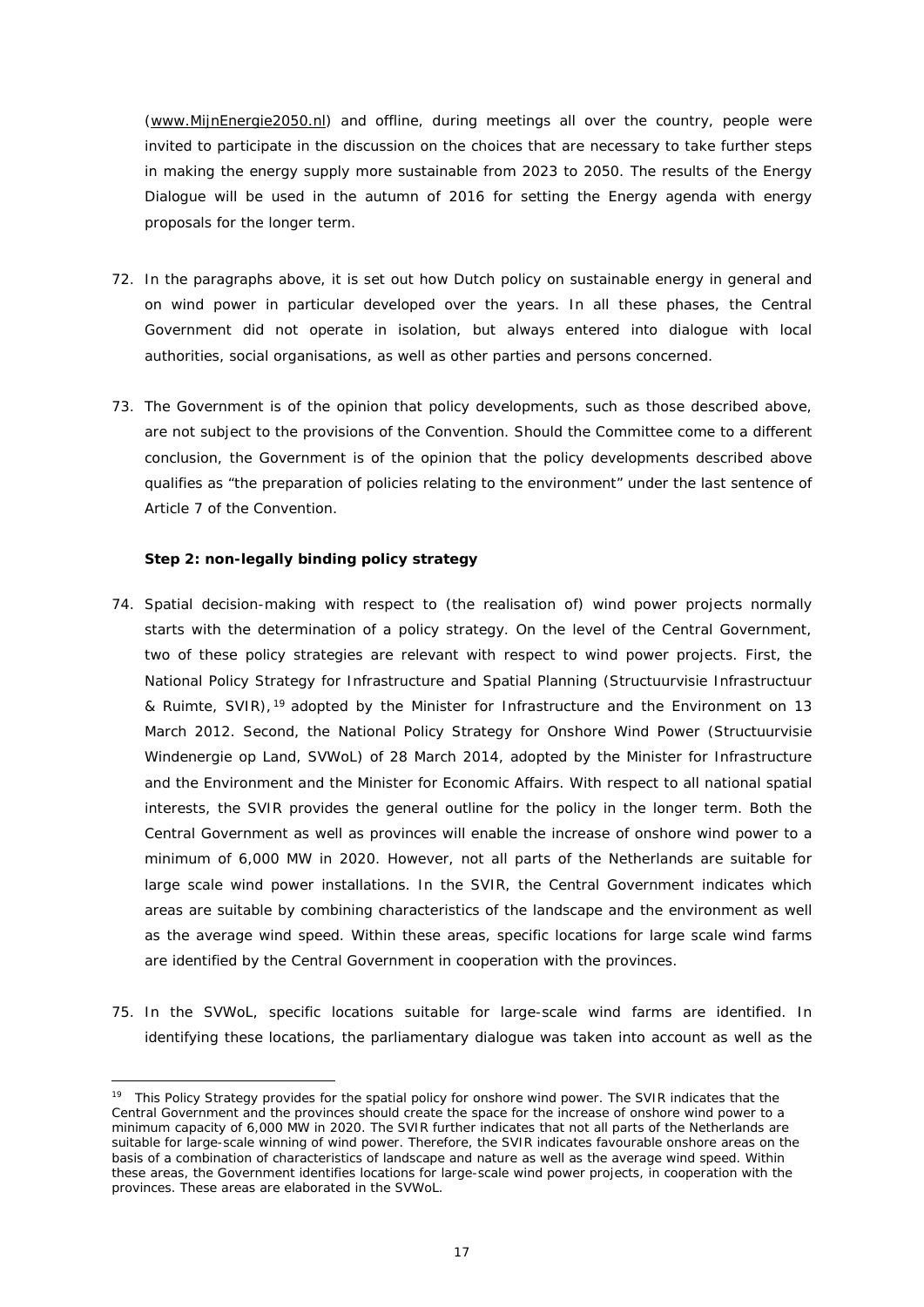(www.MijnEnergie2050.nl) and offline, during meetings all over the country, people were invited to participate in the discussion on the choices that are necessary to take further steps in making the energy supply more sustainable from 2023 to 2050. The results of the Energy Dialogue will be used in the autumn of 2016 for setting the Energy agenda with energy proposals for the longer term.

72. In the paragraphs above, it is set out how Dutch policy on sustainable energy in general and on wind power in particular developed over the years. In all these phases, the Central Government did not operate in isolation, but always entered into dialogue with local authorities, social organisations, as well as other parties and persons concerned.

73. The Government is of the opinion that policy developments, such as those described above, are not subject to the provisions of the Convention. Should the Committee come to a different conclusion, the Government is of the opinion that the policy developments described above qualifies as "the preparation of policies relating to the environment" under the last sentence of Article 7 of the Convention.

**Step 2: non-legally binding policy strategy**

74. Spatial decision-making with respect to (the realisation of) wind power projects normally starts with the determination of a policy strategy. On the level of the Central Government, two of these policy strategies are relevant with respect to wind power projects. First, the National Policy Strategy for Infrastructure and Spatial Planning (Structuurvisie Infrastructuur & Ruimte, SVIR),[19] adopted by the Minister for Infrastructure and the Environment on 13 March 2012. Second, the National Policy Strategy for Onshore Wind Power (Structuurvisie Windenergie op Land, SVWoL) of 28 March 2014, adopted by the Minister for Infrastructure and the Environment and the Minister for Economic Affairs. With respect to all national spatial interests, the SVIR provides the general outline for the policy in the longer term. Both the Central Government as well as provinces will enable the increase of onshore wind power to a minimum of 6,000 MW in 2020. However, not all parts of the Netherlands are suitable for large scale wind power installations. In the SVIR, the Central Government indicates which areas are suitable by combining characteristics of the landscape and the environment as well as the average wind speed. Within these areas, specific locations for large scale wind farms are identified by the Central Government in cooperation with the provinces.

75. In the SVWoL, specific locations suitable for large-scale wind farms are identified. In identifying these locations, the parliamentary dialogue was taken into account as well as the

---

[19] This Policy Strategy provides for the spatial policy for onshore wind power. The SVIR indicates that the Central Government and the provinces should create the space for the increase of onshore wind power to a minimum capacity of 6,000 MW in 2020. The SVIR further indicates that not all parts of the Netherlands are suitable for large-scale winning of wind power. Therefore, the SVIR indicates favourable onshore areas on the basis of a combination of characteristics of landscape and nature as well as the average wind speed. Within these areas, the Government identifies locations for large-scale wind power projects, in cooperation with the provinces. These areas are elaborated in the SVWoL.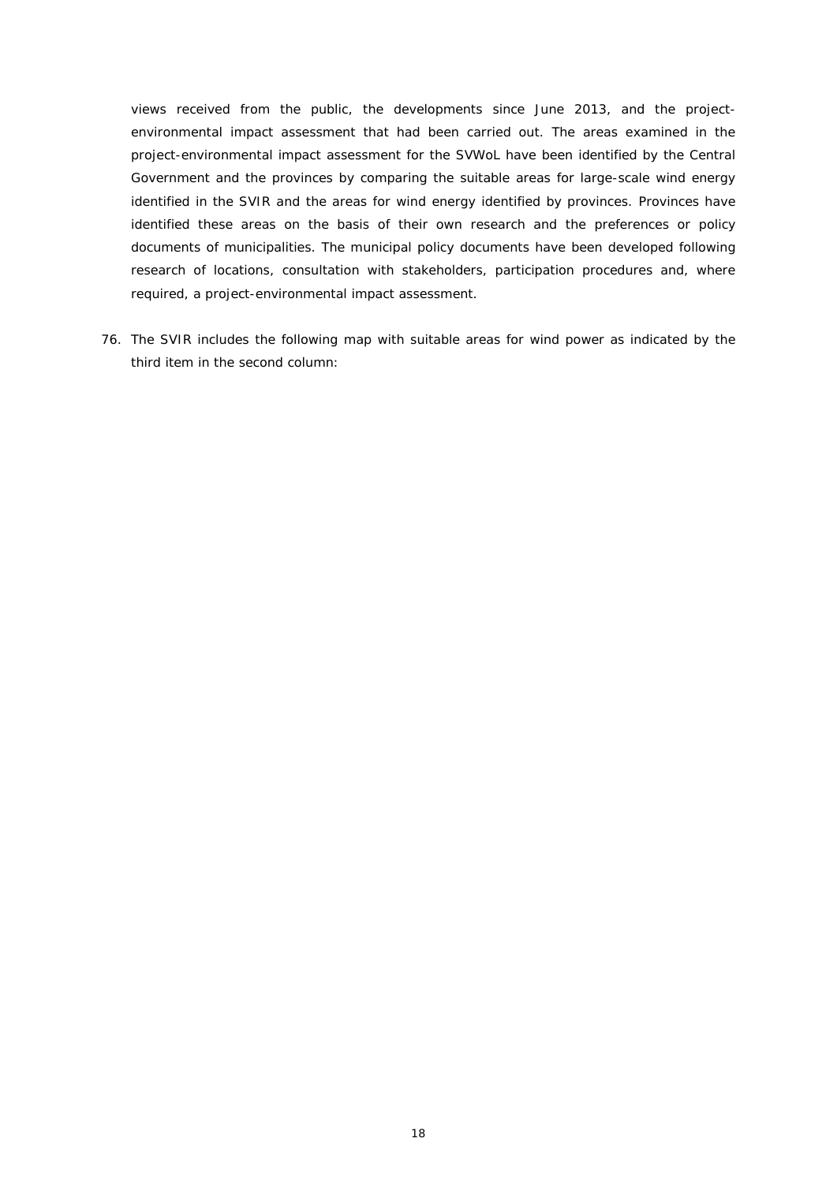views received from the public, the developments since June 2013, and the project-environmental impact assessment that had been carried out. The areas examined in the project-environmental impact assessment for the SVWoL have been identified by the Central Government and the provinces by comparing the suitable areas for large-scale wind energy identified in the SVIR and the areas for wind energy identified by provinces. Provinces have identified these areas on the basis of their own research and the preferences or policy documents of municipalities. The municipal policy documents have been developed following research of locations, consultation with stakeholders, participation procedures and, where required, a project-environmental impact assessment.

76. The SVIR includes the following map with suitable areas for wind power as indicated by the third item in the second column: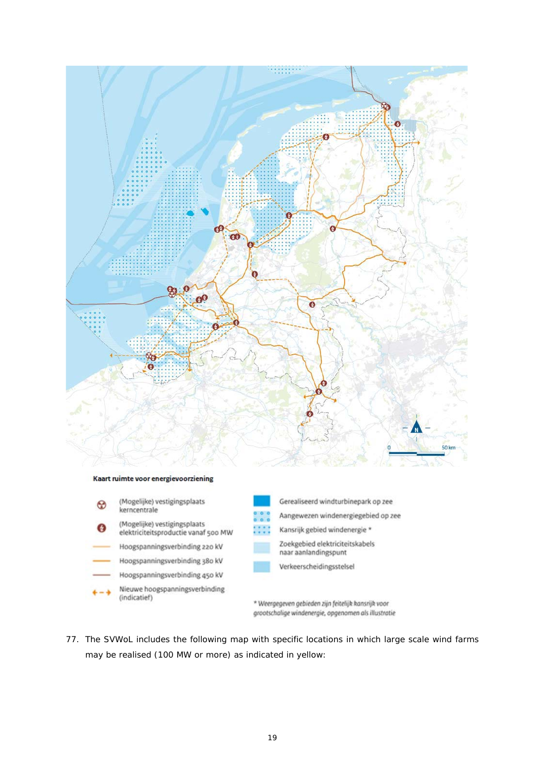**Kaart ruimte voor energievoorziening**

- (Mogelijke) vestigingsplaats kerncentrale
- (Mogelijke) vestigingsplaats elektriciteitsproductie vanaf 500 MW
- Hoogspanningsverbinding 220 kV
- Hoogspanningsverbinding 380 kV
- Hoogspanningsverbinding 450 kV
- Nieuwe hoogspanningsverbinding (indicatief)
- Gerealiseerd windturbinepark op zee
- Aangewezen windenergiegebied op zee
- Kansrijk gebied windenergie *
- Zoekgebied elektriciteitskabels naar aanlandingspunt
- Verkeerscheidingsstelsel

*\* Weergegeven gebieden zijn feitelijk kansrijk voor grootschalige windenergie, opgenomen als illustratie*

77. The SVWoL includes the following map with specific locations in which large scale wind farms may be realised (100 MW or more) as indicated in yellow: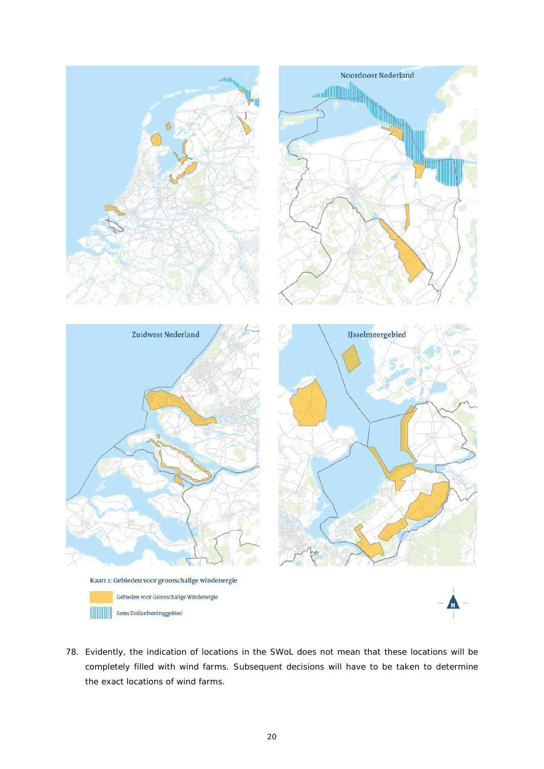Noordoost Nederland

Zuidwest Nederland

IJsselmeergebied

Kaart 1: Gebieden voor grootschalige windenergie

Gebieden voor Grootschalige Windenergie

Eems Dollardverdraggebied

78. Evidently, the indication of locations in the SWoL does not mean that these locations will be completely filled with wind farms. Subsequent decisions will have to be taken to determine the exact locations of wind farms.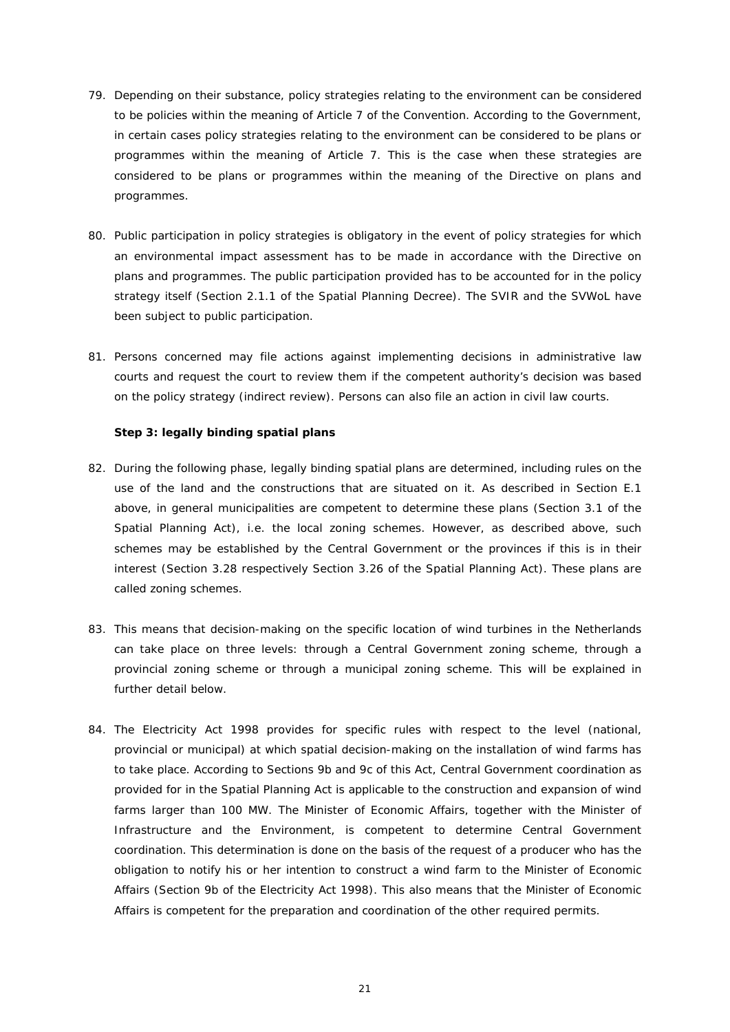79. Depending on their substance, policy strategies relating to the environment can be considered to be policies within the meaning of Article 7 of the Convention. According to the Government, in certain cases policy strategies relating to the environment can be considered to be plans or programmes within the meaning of Article 7. This is the case when these strategies are considered to be plans or programmes within the meaning of the Directive on plans and programmes.

80. Public participation in policy strategies is obligatory in the event of policy strategies for which an environmental impact assessment has to be made in accordance with the Directive on plans and programmes. The public participation provided has to be accounted for in the policy strategy itself (Section 2.1.1 of the Spatial Planning Decree). The SVIR and the SVWoL have been subject to public participation.

81. Persons concerned may file actions against implementing decisions in administrative law courts and request the court to review them if the competent authority's decision was based on the policy strategy (indirect review). Persons can also file an action in civil law courts.

**Step 3: legally binding spatial plans**

82. During the following phase, legally binding spatial plans are determined, including rules on the use of the land and the constructions that are situated on it. As described in Section E.1 above, in general municipalities are competent to determine these plans (Section 3.1 of the Spatial Planning Act), i.e. the local zoning schemes. However, as described above, such schemes may be established by the Central Government or the provinces if this is in their interest (Section 3.28 respectively Section 3.26 of the Spatial Planning Act). These plans are called zoning schemes.

83. This means that decision-making on the specific location of wind turbines in the Netherlands can take place on three levels: through a Central Government zoning scheme, through a provincial zoning scheme or through a municipal zoning scheme. This will be explained in further detail below.

84. The Electricity Act 1998 provides for specific rules with respect to the level (national, provincial or municipal) at which spatial decision-making on the installation of wind farms has to take place. According to Sections 9b and 9c of this Act, Central Government coordination as provided for in the Spatial Planning Act is applicable to the construction and expansion of wind farms larger than 100 MW. The Minister of Economic Affairs, together with the Minister of Infrastructure and the Environment, is competent to determine Central Government coordination. This determination is done on the basis of the request of a producer who has the obligation to notify his or her intention to construct a wind farm to the Minister of Economic Affairs (Section 9b of the Electricity Act 1998). This also means that the Minister of Economic Affairs is competent for the preparation and coordination of the other required permits.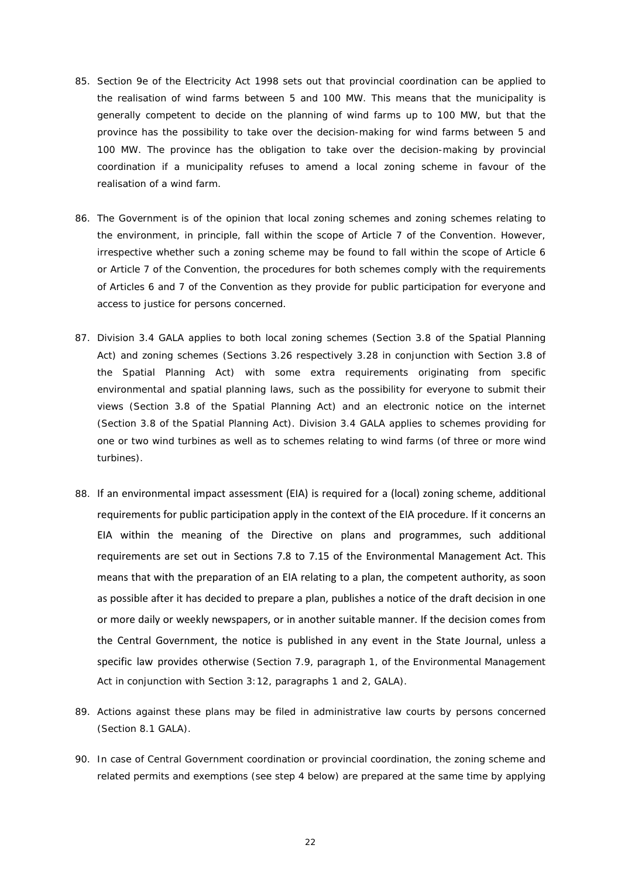85. Section 9e of the Electricity Act 1998 sets out that provincial coordination can be applied to the realisation of wind farms between 5 and 100 MW. This means that the municipality is generally competent to decide on the planning of wind farms up to 100 MW, but that the province has the possibility to take over the decision-making for wind farms between 5 and 100 MW. The province has the obligation to take over the decision-making by provincial coordination if a municipality refuses to amend a local zoning scheme in favour of the realisation of a wind farm.

86. The Government is of the opinion that local zoning schemes and zoning schemes relating to the environment, in principle, fall within the scope of Article 7 of the Convention. However, irrespective whether such a zoning scheme may be found to fall within the scope of Article 6 or Article 7 of the Convention, the procedures for both schemes comply with the requirements of Articles 6 and 7 of the Convention as they provide for public participation for everyone and access to justice for persons concerned.

87. Division 3.4 GALA applies to both local zoning schemes (Section 3.8 of the Spatial Planning Act) and zoning schemes (Sections 3.26 respectively 3.28 in conjunction with Section 3.8 of the Spatial Planning Act) with some extra requirements originating from specific environmental and spatial planning laws, such as the possibility for everyone to submit their views (Section 3.8 of the Spatial Planning Act) and an electronic notice on the internet (Section 3.8 of the Spatial Planning Act). Division 3.4 GALA applies to schemes providing for one or two wind turbines as well as to schemes relating to wind farms (of three or more wind turbines).

88. If an environmental impact assessment (EIA) is required for a (local) zoning scheme, additional requirements for public participation apply in the context of the EIA procedure. If it concerns an EIA within the meaning of the Directive on plans and programmes, such additional requirements are set out in Sections 7.8 to 7.15 of the Environmental Management Act. This means that with the preparation of an EIA relating to a plan, the competent authority, as soon as possible after it has decided to prepare a plan, publishes a notice of the draft decision in one or more daily or weekly newspapers, or in another suitable manner. If the decision comes from the Central Government, the notice is published in any event in the State Journal, unless a specific law provides otherwise (Section 7.9, paragraph 1, of the Environmental Management Act in conjunction with Section 3:12, paragraphs 1 and 2, GALA).

89. Actions against these plans may be filed in administrative law courts by persons concerned (Section 8.1 GALA).

90. In case of Central Government coordination or provincial coordination, the zoning scheme and related permits and exemptions (see step 4 below) are prepared at the same time by applying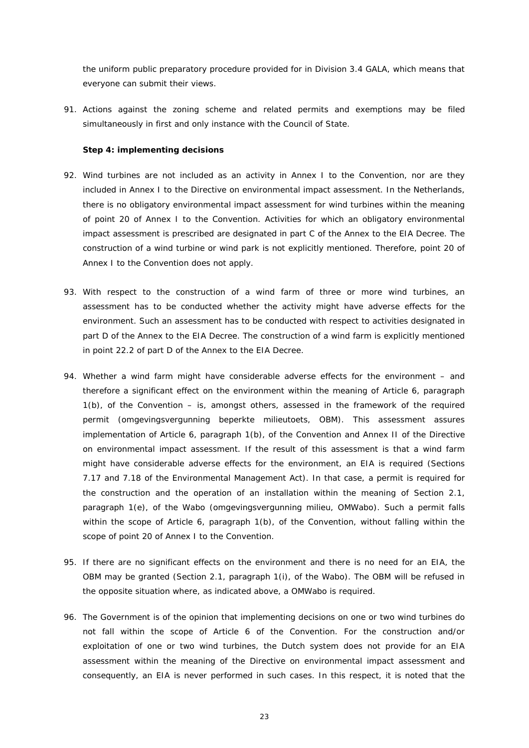the uniform public preparatory procedure provided for in Division 3.4 GALA, which means that everyone can submit their views.

91. Actions against the zoning scheme and related permits and exemptions may be filed simultaneously in first and only instance with the Council of State.

**Step 4: implementing decisions**

92. Wind turbines are not included as an activity in Annex I to the Convention, nor are they included in Annex I to the Directive on environmental impact assessment. In the Netherlands, there is no obligatory environmental impact assessment for wind turbines within the meaning of point 20 of Annex I to the Convention. Activities for which an obligatory environmental impact assessment is prescribed are designated in part C of the Annex to the EIA Decree. The construction of a wind turbine or wind park is not explicitly mentioned. Therefore, point 20 of Annex I to the Convention does not apply.

93. With respect to the construction of a wind farm of three or more wind turbines, an assessment has to be conducted whether the activity might have adverse effects for the environment. Such an assessment has to be conducted with respect to activities designated in part D of the Annex to the EIA Decree. The construction of a wind farm is explicitly mentioned in point 22.2 of part D of the Annex to the EIA Decree.

94. Whether a wind farm might have considerable adverse effects for the environment – and therefore a significant effect on the environment within the meaning of Article 6, paragraph 1(b), of the Convention – is, amongst others, assessed in the framework of the required permit (omgevingsvergunning beperkte milieutoets, OBM). This assessment assures implementation of Article 6, paragraph 1(b), of the Convention and Annex II of the Directive on environmental impact assessment. If the result of this assessment is that a wind farm might have considerable adverse effects for the environment, an EIA is required (Sections 7.17 and 7.18 of the Environmental Management Act). In that case, a permit is required for the construction and the operation of an installation within the meaning of Section 2.1, paragraph 1(e), of the Wabo (omgevingsvergunning milieu, OMWabo). Such a permit falls within the scope of Article 6, paragraph 1(b), of the Convention, without falling within the scope of point 20 of Annex I to the Convention.

95. If there are no significant effects on the environment and there is no need for an EIA, the OBM may be granted (Section 2.1, paragraph 1(i), of the Wabo). The OBM will be refused in the opposite situation where, as indicated above, a OMWabo is required.

96. The Government is of the opinion that implementing decisions on one or two wind turbines do not fall within the scope of Article 6 of the Convention. For the construction and/or exploitation of one or two wind turbines, the Dutch system does not provide for an EIA assessment within the meaning of the Directive on environmental impact assessment and consequently, an EIA is never performed in such cases. In this respect, it is noted that the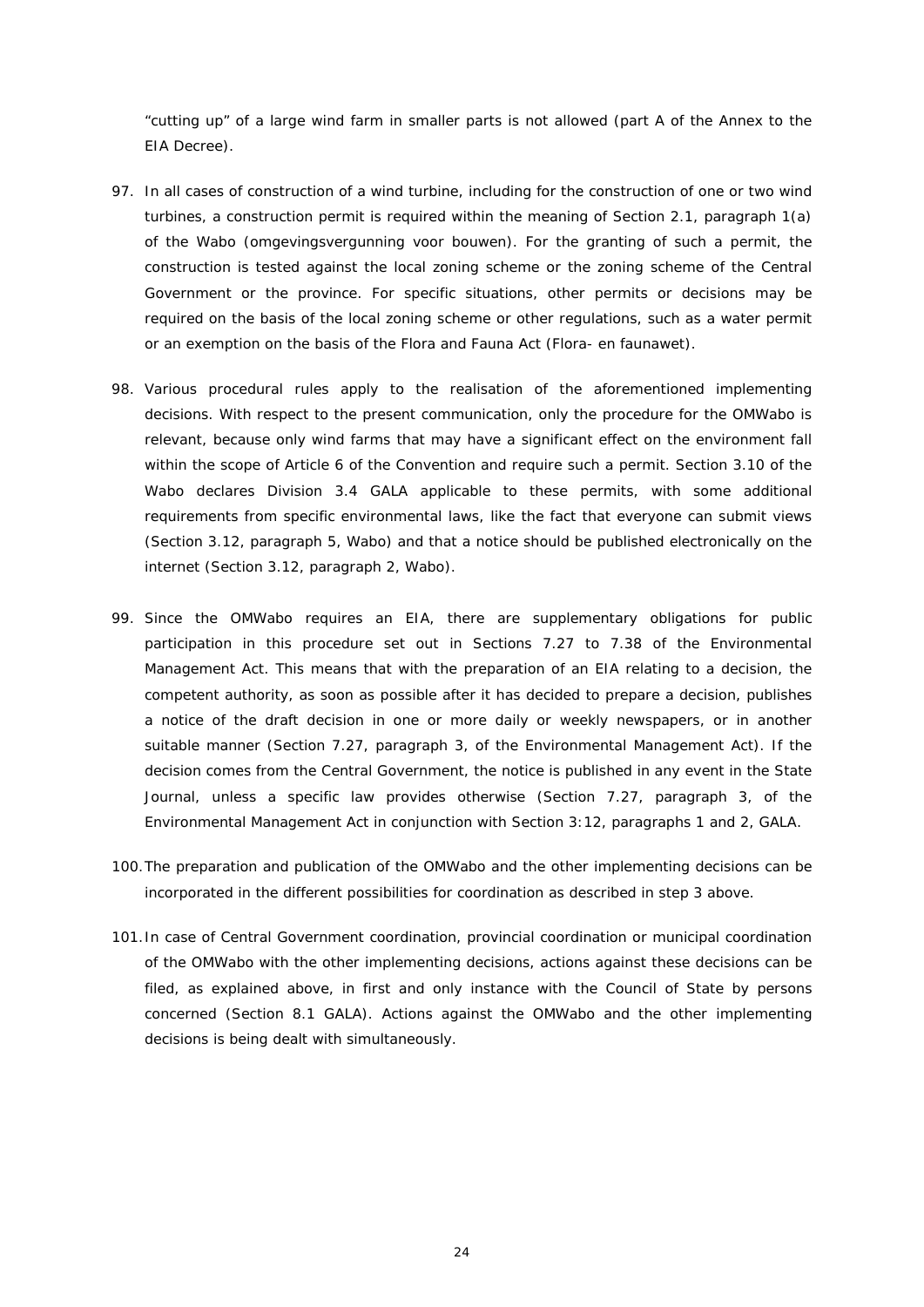"cutting up" of a large wind farm in smaller parts is not allowed (part A of the Annex to the EIA Decree).

97. In all cases of construction of a wind turbine, including for the construction of one or two wind turbines, a construction permit is required within the meaning of Section 2.1, paragraph 1(a) of the Wabo (omgevingsvergunning voor bouwen). For the granting of such a permit, the construction is tested against the local zoning scheme or the zoning scheme of the Central Government or the province. For specific situations, other permits or decisions may be required on the basis of the local zoning scheme or other regulations, such as a water permit or an exemption on the basis of the Flora and Fauna Act (Flora- en faunawet).

98. Various procedural rules apply to the realisation of the aforementioned implementing decisions. With respect to the present communication, only the procedure for the OMWabo is relevant, because only wind farms that may have a significant effect on the environment fall within the scope of Article 6 of the Convention and require such a permit. Section 3.10 of the Wabo declares Division 3.4 GALA applicable to these permits, with some additional requirements from specific environmental laws, like the fact that everyone can submit views (Section 3.12, paragraph 5, Wabo) and that a notice should be published electronically on the internet (Section 3.12, paragraph 2, Wabo).

99. Since the OMWabo requires an EIA, there are supplementary obligations for public participation in this procedure set out in Sections 7.27 to 7.38 of the Environmental Management Act. This means that with the preparation of an EIA relating to a decision, the competent authority, as soon as possible after it has decided to prepare a decision, publishes a notice of the draft decision in one or more daily or weekly newspapers, or in another suitable manner (Section 7.27, paragraph 3, of the Environmental Management Act). If the decision comes from the Central Government, the notice is published in any event in the State Journal, unless a specific law provides otherwise (Section 7.27, paragraph 3, of the Environmental Management Act in conjunction with Section 3:12, paragraphs 1 and 2, GALA.

100. The preparation and publication of the OMWabo and the other implementing decisions can be incorporated in the different possibilities for coordination as described in step 3 above.

101. In case of Central Government coordination, provincial coordination or municipal coordination of the OMWabo with the other implementing decisions, actions against these decisions can be filed, as explained above, in first and only instance with the Council of State by persons concerned (Section 8.1 GALA). Actions against the OMWabo and the other implementing decisions is being dealt with simultaneously.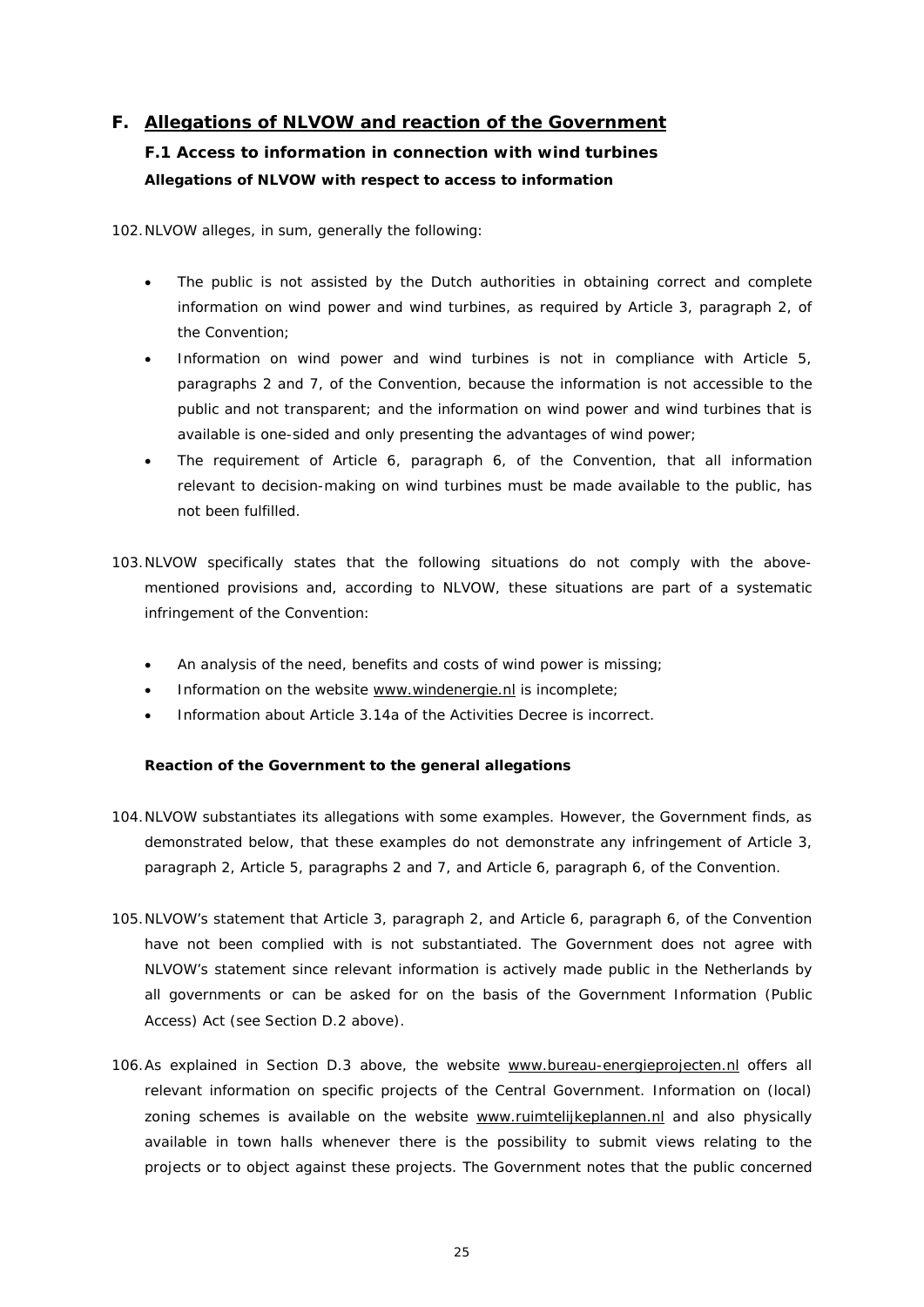# F. Allegations of NLVOW and reaction of the Government

## F.1 Access to information in connection with wind turbines

### Allegations of NLVOW with respect to access to information

102. NLVOW alleges, in sum, generally the following:

- The public is not assisted by the Dutch authorities in obtaining correct and complete information on wind power and wind turbines, as required by Article 3, paragraph 2, of the Convention;
- Information on wind power and wind turbines is not in compliance with Article 5, paragraphs 2 and 7, of the Convention, because the information is not accessible to the public and not transparent; and the information on wind power and wind turbines that is available is one-sided and only presenting the advantages of wind power;
- The requirement of Article 6, paragraph 6, of the Convention, that all information relevant to decision-making on wind turbines must be made available to the public, has not been fulfilled.

103. NLVOW specifically states that the following situations do not comply with the above-mentioned provisions and, according to NLVOW, these situations are part of a systematic infringement of the Convention:

- An analysis of the need, benefits and costs of wind power is missing;
- Information on the website www.windenergie.nl is incomplete;
- Information about Article 3.14a of the Activities Decree is incorrect.

### Reaction of the Government to the general allegations

104. NLVOW substantiates its allegations with some examples. However, the Government finds, as demonstrated below, that these examples do not demonstrate any infringement of Article 3, paragraph 2, Article 5, paragraphs 2 and 7, and Article 6, paragraph 6, of the Convention.

105. NLVOW's statement that Article 3, paragraph 2, and Article 6, paragraph 6, of the Convention have not been complied with is not substantiated. The Government does not agree with NLVOW's statement since relevant information is actively made public in the Netherlands by all governments or can be asked for on the basis of the Government Information (Public Access) Act (see Section D.2 above).

106. As explained in Section D.3 above, the website www.bureau-energieprojecten.nl offers all relevant information on specific projects of the Central Government. Information on (local) zoning schemes is available on the website www.ruimtelijkeplannen.nl and also physically available in town halls whenever there is the possibility to submit views relating to the projects or to object against these projects. The Government notes that the public concerned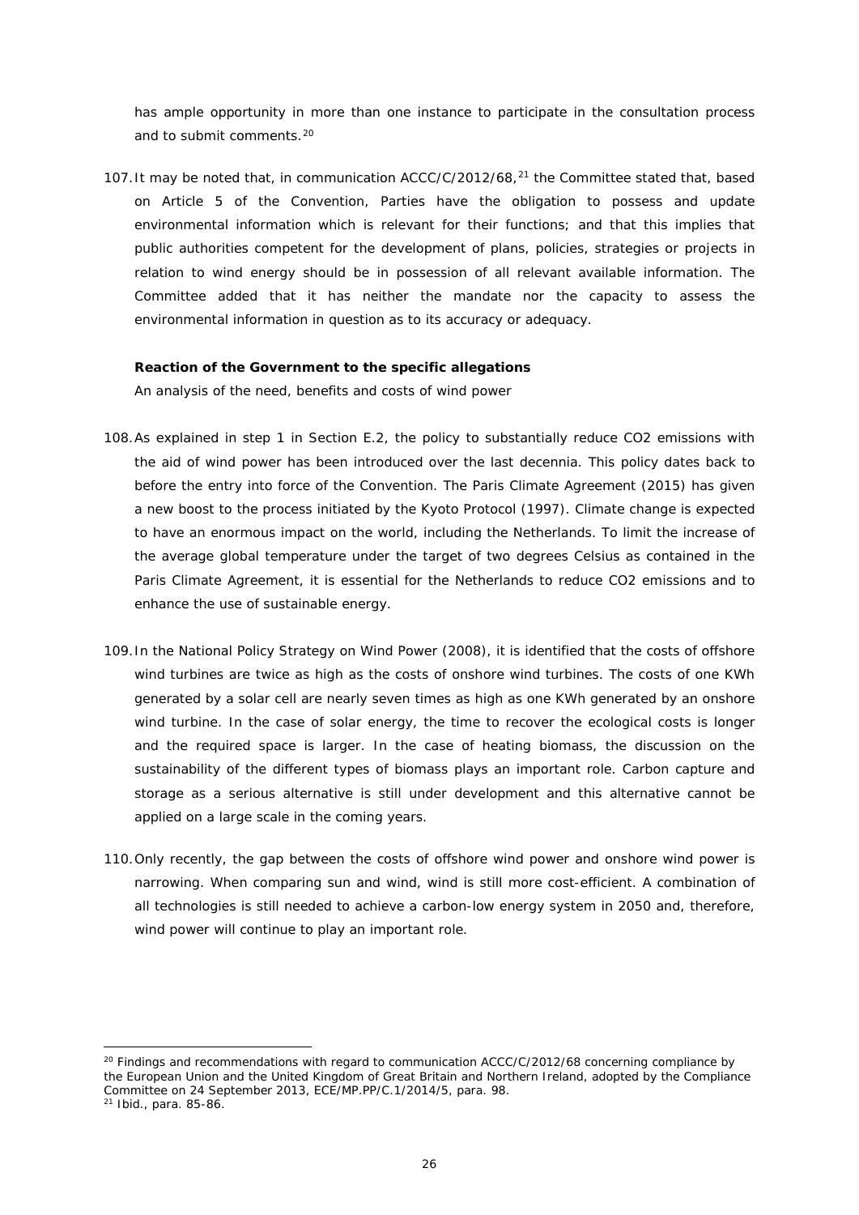has ample opportunity in more than one instance to participate in the consultation process and to submit comments.[20]

107. It may be noted that, in communication ACCC/C/2012/68,[21] the Committee stated that, based on Article 5 of the Convention, Parties have the obligation to possess and update environmental information which is relevant for their functions; and that this implies that public authorities competent for the development of plans, policies, strategies or projects in relation to wind energy should be in possession of all relevant available information. The Committee added that it has neither the mandate nor the capacity to assess the environmental information in question as to its accuracy or adequacy.

**Reaction of the Government to the specific allegations**

*An analysis of the need, benefits and costs of wind power*

108. As explained in step 1 in Section E.2, the policy to substantially reduce CO2 emissions with the aid of wind power has been introduced over the last decennia. This policy dates back to before the entry into force of the Convention. The Paris Climate Agreement (2015) has given a new boost to the process initiated by the Kyoto Protocol (1997). Climate change is expected to have an enormous impact on the world, including the Netherlands. To limit the increase of the average global temperature under the target of two degrees Celsius as contained in the Paris Climate Agreement, it is essential for the Netherlands to reduce CO2 emissions and to enhance the use of sustainable energy.

109. In the National Policy Strategy on Wind Power (2008), it is identified that the costs of offshore wind turbines are twice as high as the costs of onshore wind turbines. The costs of one KWh generated by a solar cell are nearly seven times as high as one KWh generated by an onshore wind turbine. In the case of solar energy, the time to recover the ecological costs is longer and the required space is larger. In the case of heating biomass, the discussion on the sustainability of the different types of biomass plays an important role. Carbon capture and storage as a serious alternative is still under development and this alternative cannot be applied on a large scale in the coming years.

110. Only recently, the gap between the costs of offshore wind power and onshore wind power is narrowing. When comparing sun and wind, wind is still more cost-efficient. A combination of all technologies is still needed to achieve a carbon-low energy system in 2050 and, therefore, wind power will continue to play an important role.

---

[20] Findings and recommendations with regard to communication ACCC/C/2012/68 concerning compliance by the European Union and the United Kingdom of Great Britain and Northern Ireland, adopted by the Compliance Committee on 24 September 2013, ECE/MP.PP/C.1/2014/5, para. 98.

[21] *Ibid.*, para. 85-86.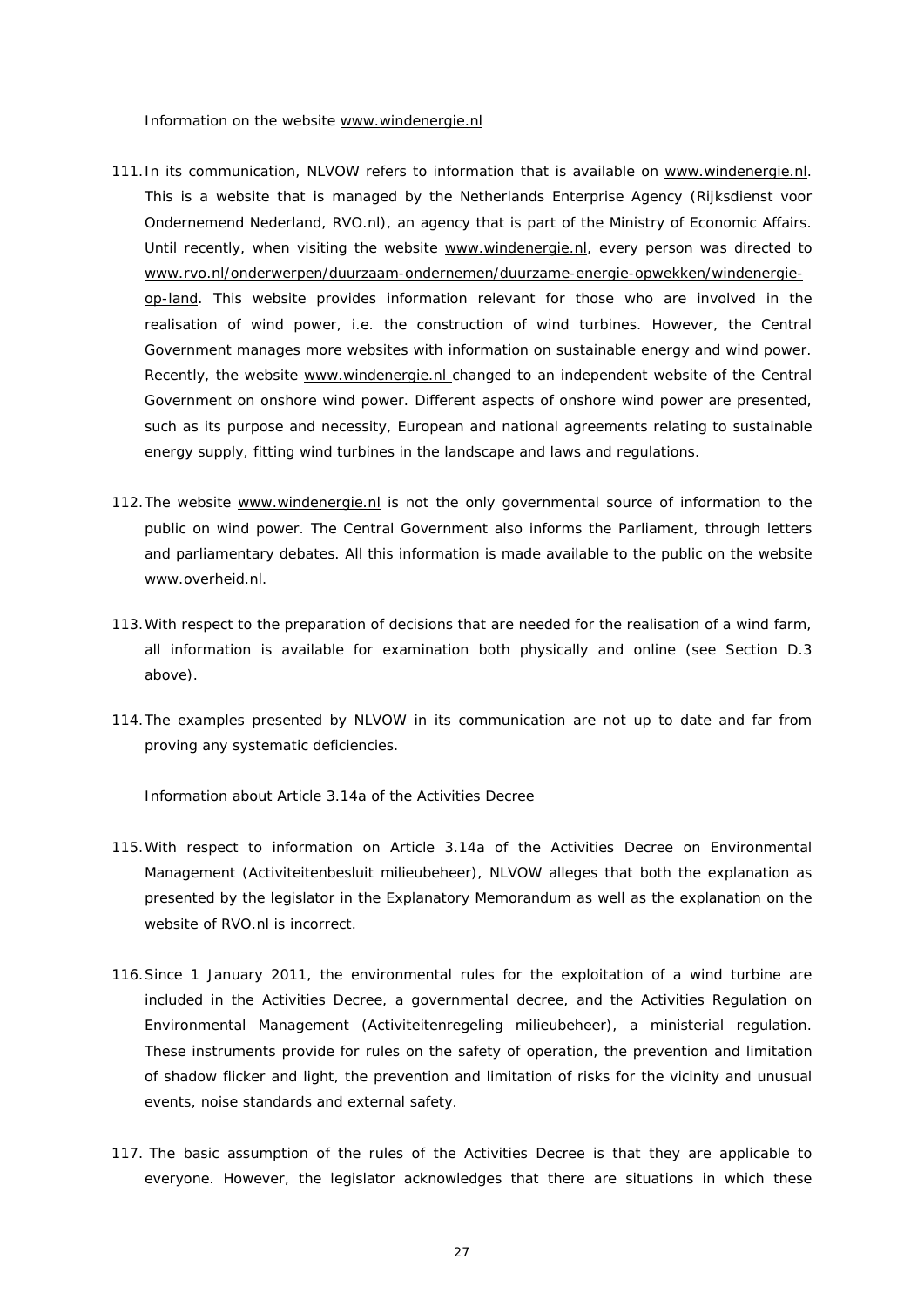*Information on the website www.windenergie.nl*

111. In its communication, NLVOW refers to information that is available on www.windenergie.nl. This is a website that is managed by the Netherlands Enterprise Agency (Rijksdienst voor Ondernemend Nederland, RVO.nl), an agency that is part of the Ministry of Economic Affairs. Until recently, when visiting the website www.windenergie.nl, every person was directed to www.rvo.nl/onderwerpen/duurzaam-ondernemen/duurzame-energie-opwekken/windenergie-op-land. This website provides information relevant for those who are involved in the realisation of wind power, i.e. the construction of wind turbines. However, the Central Government manages more websites with information on sustainable energy and wind power. Recently, the website www.windenergie.nl changed to an independent website of the Central Government on onshore wind power. Different aspects of onshore wind power are presented, such as its purpose and necessity, European and national agreements relating to sustainable energy supply, fitting wind turbines in the landscape and laws and regulations.

112. The website www.windenergie.nl is not the only governmental source of information to the public on wind power. The Central Government also informs the Parliament, through letters and parliamentary debates. All this information is made available to the public on the website www.overheid.nl.

113. With respect to the preparation of decisions that are needed for the realisation of a wind farm, all information is available for examination both physically and online (see Section D.3 above).

114. The examples presented by NLVOW in its communication are not up to date and far from proving any systematic deficiencies.

*Information about Article 3.14a of the Activities Decree*

115. With respect to information on Article 3.14a of the Activities Decree on Environmental Management (Activiteitenbesluit milieubeheer), NLVOW alleges that both the explanation as presented by the legislator in the Explanatory Memorandum as well as the explanation on the website of RVO.nl is incorrect.

116. Since 1 January 2011, the environmental rules for the exploitation of a wind turbine are included in the Activities Decree, a governmental decree, and the Activities Regulation on Environmental Management (Activiteitenregeling milieubeheer), a ministerial regulation. These instruments provide for rules on the safety of operation, the prevention and limitation of shadow flicker and light, the prevention and limitation of risks for the vicinity and unusual events, noise standards and external safety.

117. The basic assumption of the rules of the Activities Decree is that they are applicable to everyone. However, the legislator acknowledges that there are situations in which these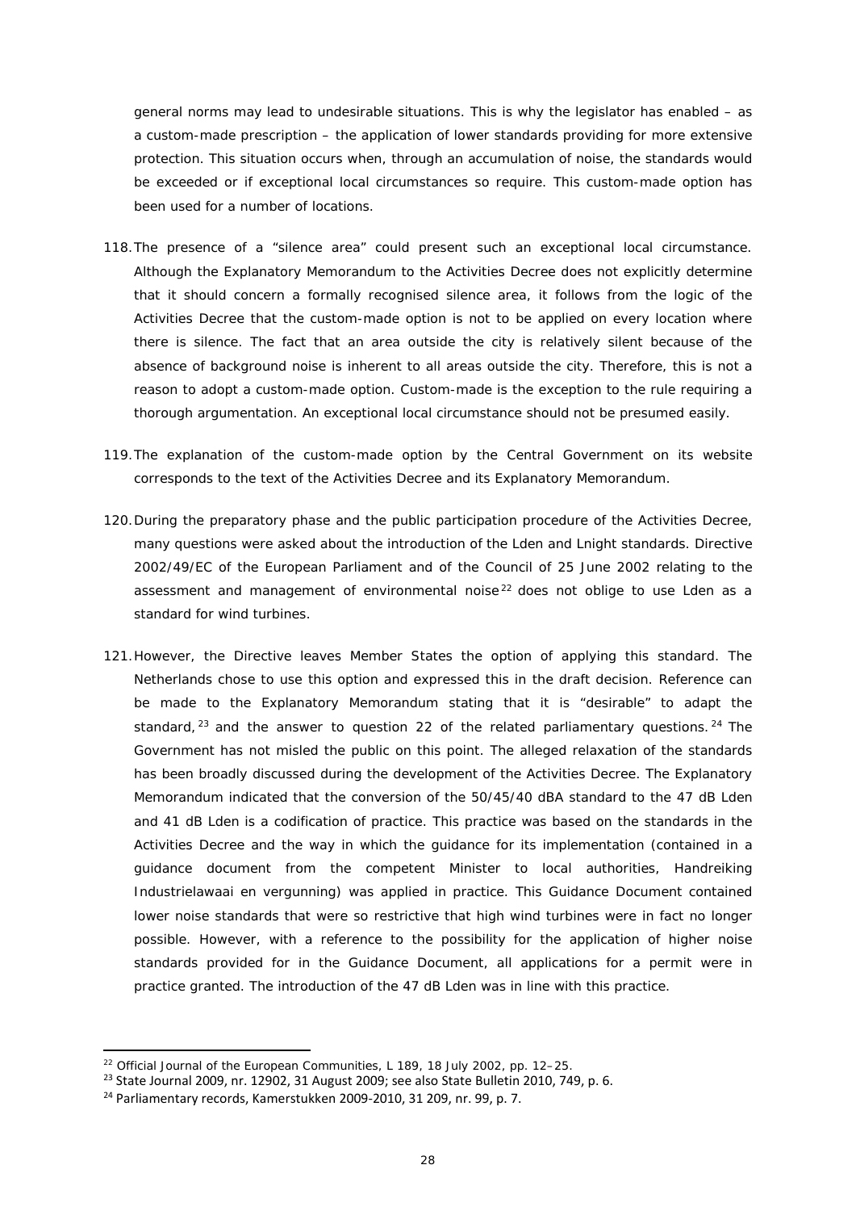general norms may lead to undesirable situations. This is why the legislator has enabled – as a custom-made prescription – the application of lower standards providing for more extensive protection. This situation occurs when, through an accumulation of noise, the standards would be exceeded or if exceptional local circumstances so require. This custom-made option has been used for a number of locations.

118. The presence of a "silence area" could present such an exceptional local circumstance. Although the Explanatory Memorandum to the Activities Decree does not explicitly determine that it should concern a formally recognised silence area, it follows from the logic of the Activities Decree that the custom-made option is not to be applied on every location where there is silence. The fact that an area outside the city is relatively silent because of the absence of background noise is inherent to all areas outside the city. Therefore, this is not a reason to adopt a custom-made option. Custom-made is the exception to the rule requiring a thorough argumentation. An exceptional local circumstance should not be presumed easily.

119. The explanation of the custom-made option by the Central Government on its website corresponds to the text of the Activities Decree and its Explanatory Memorandum.

120. During the preparatory phase and the public participation procedure of the Activities Decree, many questions were asked about the introduction of the Lden and Lnight standards. Directive 2002/49/EC of the European Parliament and of the Council of 25 June 2002 relating to the assessment and management of environmental noise[22] does not oblige to use Lden as a standard for wind turbines.

121. However, the Directive leaves Member States the option of applying this standard. The Netherlands chose to use this option and expressed this in the draft decision. Reference can be made to the Explanatory Memorandum stating that it is "desirable" to adapt the standard,[23] and the answer to question 22 of the related parliamentary questions.[24] The Government has not misled the public on this point. The alleged relaxation of the standards has been broadly discussed during the development of the Activities Decree. The Explanatory Memorandum indicated that the conversion of the 50/45/40 dBA standard to the 47 dB Lden and 41 dB Lden is a codification of practice. This practice was based on the standards in the Activities Decree and the way in which the guidance for its implementation (contained in a guidance document from the competent Minister to local authorities, *Handreiking Industrielawaai en vergunning*) was applied in practice. This Guidance Document contained lower noise standards that were so restrictive that high wind turbines were in fact no longer possible. However, with a reference to the possibility for the application of higher noise standards provided for in the Guidance Document, all applications for a permit were in practice granted. The introduction of the 47 dB Lden was in line with this practice.

---

[22] Official Journal of the European Communities, L 189, 18 July 2002, pp. 12–25.

[23] State Journal 2009, nr. 12902, 31 August 2009; see also State Bulletin 2010, 749, p. 6.

[24] Parliamentary records, Kamerstukken 2009-2010, 31 209, nr. 99, p. 7.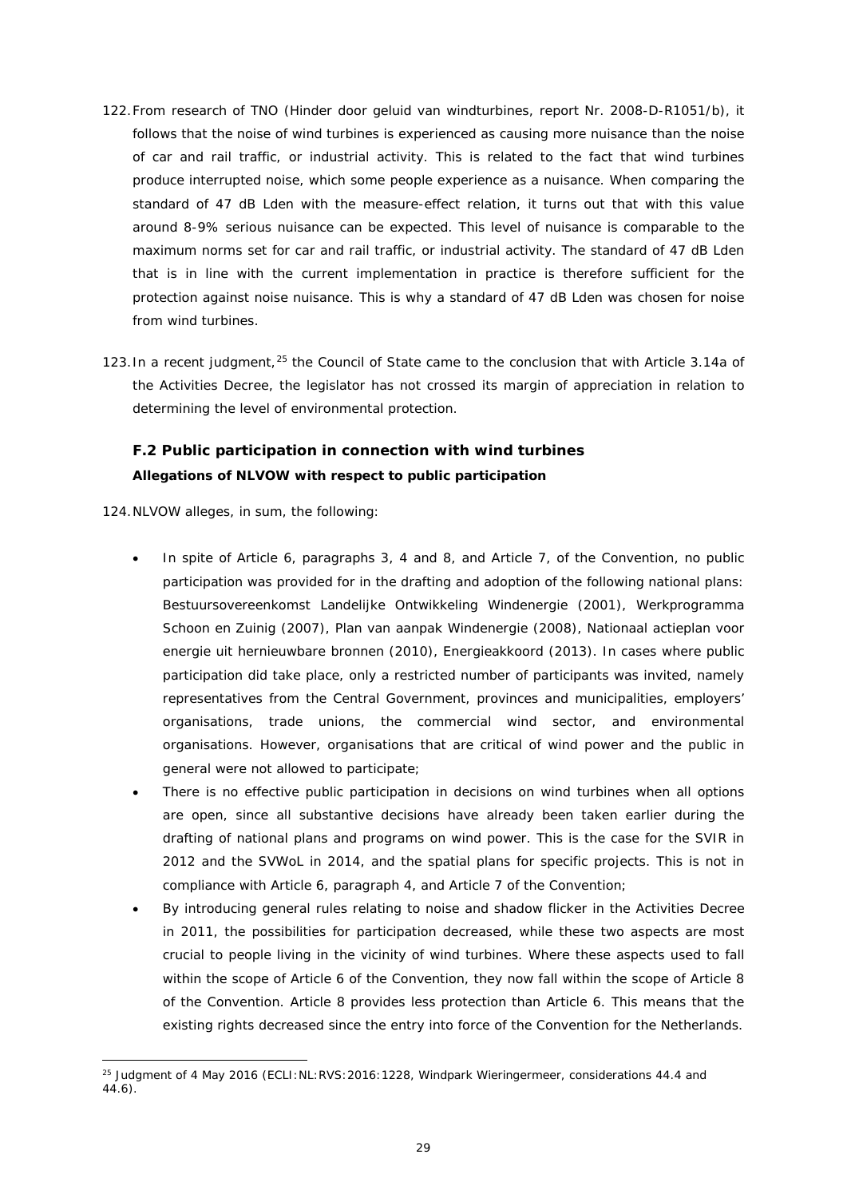122. From research of TNO (*Hinder door geluid van windturbines*, report Nr. 2008-D-R1051/b), it follows that the noise of wind turbines is experienced as causing more nuisance than the noise of car and rail traffic, or industrial activity. This is related to the fact that wind turbines produce interrupted noise, which some people experience as a nuisance. When comparing the standard of 47 dB Lden with the measure-effect relation, it turns out that with this value around 8-9% serious nuisance can be expected. This level of nuisance is comparable to the maximum norms set for car and rail traffic, or industrial activity. The standard of 47 dB Lden that is in line with the current implementation in practice is therefore sufficient for the protection against noise nuisance. This is why a standard of 47 dB Lden was chosen for noise from wind turbines.

123. In a recent judgment,[25] the Council of State came to the conclusion that with Article 3.14a of the Activities Decree, the legislator has not crossed its margin of appreciation in relation to determining the level of environmental protection.

### F.2 Public participation in connection with wind turbines

**Allegations of NLVOW with respect to public participation**

124. NLVOW alleges, in sum, the following:

- In spite of Article 6, paragraphs 3, 4 and 8, and Article 7, of the Convention, no public participation was provided for in the drafting and adoption of the following national plans: Bestuursovereenkomst Landelijke Ontwikkeling Windenergie (2001), Werkprogramma Schoon en Zuinig (2007), Plan van aanpak Windenergie (2008), Nationaal actieplan voor energie uit hernieuwbare bronnen (2010), Energieakkoord (2013). In cases where public participation did take place, only a restricted number of participants was invited, namely representatives from the Central Government, provinces and municipalities, employers' organisations, trade unions, the commercial wind sector, and environmental organisations. However, organisations that are critical of wind power and the public in general were not allowed to participate;
- There is no effective public participation in decisions on wind turbines when all options are open, since all substantive decisions have already been taken earlier during the drafting of national plans and programs on wind power. This is the case for the SVIR in 2012 and the SVWoL in 2014, and the spatial plans for specific projects. This is not in compliance with Article 6, paragraph 4, and Article 7 of the Convention;
- By introducing general rules relating to noise and shadow flicker in the Activities Decree in 2011, the possibilities for participation decreased, while these two aspects are most crucial to people living in the vicinity of wind turbines. Where these aspects used to fall within the scope of Article 6 of the Convention, they now fall within the scope of Article 8 of the Convention. Article 8 provides less protection than Article 6. This means that the existing rights decreased since the entry into force of the Convention for the Netherlands.

[25] Judgment of 4 May 2016 (ECLI:NL:RVS:2016:1228, Windpark Wieringermeer, considerations 44.4 and 44.6).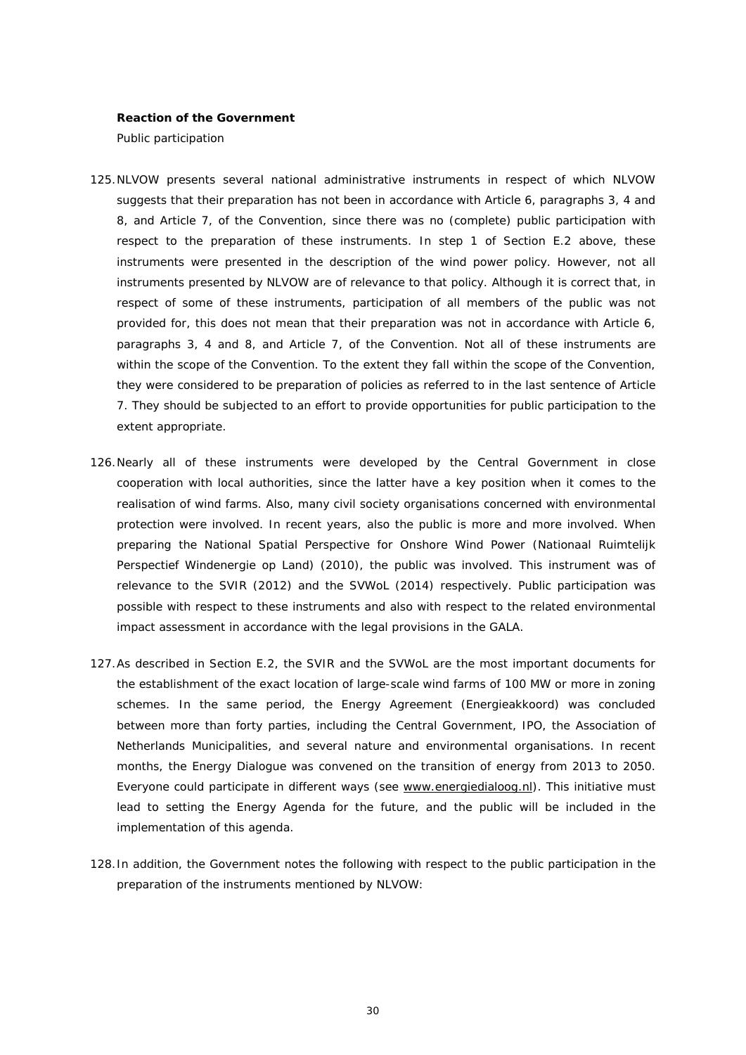**Reaction of the Government**

*Public participation*

125. NLVOW presents several national administrative instruments in respect of which NLVOW suggests that their preparation has not been in accordance with Article 6, paragraphs 3, 4 and 8, and Article 7, of the Convention, since there was no (complete) public participation with respect to the preparation of these instruments. In step 1 of Section E.2 above, these instruments were presented in the description of the wind power policy. However, not all instruments presented by NLVOW are of relevance to that policy. Although it is correct that, in respect of some of these instruments, participation of all members of the public was not provided for, this does not mean that their preparation was not in accordance with Article 6, paragraphs 3, 4 and 8, and Article 7, of the Convention. Not all of these instruments are within the scope of the Convention. To the extent they fall within the scope of the Convention, they were considered to be preparation of policies as referred to in the last sentence of Article 7. They should be subjected to an effort to provide opportunities for public participation to the extent appropriate.

126. Nearly all of these instruments were developed by the Central Government in close cooperation with local authorities, since the latter have a key position when it comes to the realisation of wind farms. Also, many civil society organisations concerned with environmental protection were involved. In recent years, also the public is more and more involved. When preparing the National Spatial Perspective for Onshore Wind Power (*Nationaal Ruimtelijk Perspectief Windenergie op Land*) (2010), the public was involved. This instrument was of relevance to the SVIR (2012) and the SVWoL (2014) respectively. Public participation was possible with respect to these instruments and also with respect to the related environmental impact assessment in accordance with the legal provisions in the GALA.

127. As described in Section E.2, the SVIR and the SVWoL are the most important documents for the establishment of the exact location of large-scale wind farms of 100 MW or more in zoning schemes. In the same period, the Energy Agreement (*Energieakkoord*) was concluded between more than forty parties, including the Central Government, IPO, the Association of Netherlands Municipalities, and several nature and environmental organisations. In recent months, the Energy Dialogue was convened on the transition of energy from 2013 to 2050. Everyone could participate in different ways (see www.energiedialoog.nl). This initiative must lead to setting the Energy Agenda for the future, and the public will be included in the implementation of this agenda.

128. In addition, the Government notes the following with respect to the public participation in the preparation of the instruments mentioned by NLVOW: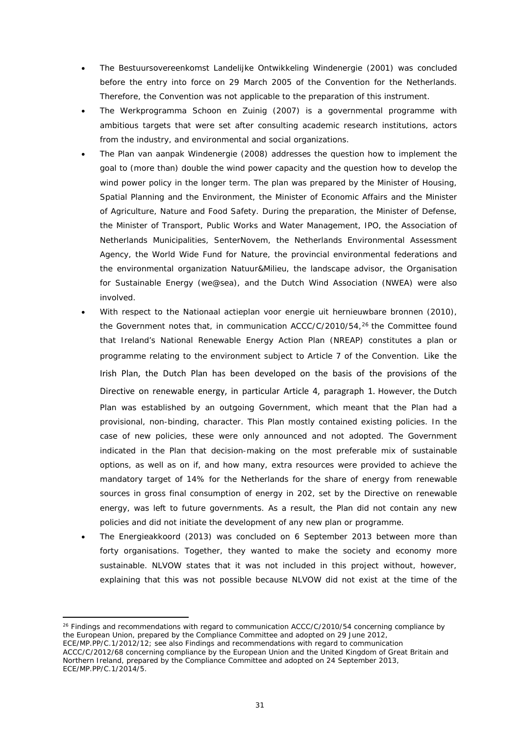- The Bestuursovereenkomst Landelijke Ontwikkeling Windenergie (2001) was concluded before the entry into force on 29 March 2005 of the Convention for the Netherlands. Therefore, the Convention was not applicable to the preparation of this instrument.
- The Werkprogramma Schoon en Zuinig (2007) is a governmental programme with ambitious targets that were set after consulting academic research institutions, actors from the industry, and environmental and social organizations.
- The Plan van aanpak Windenergie (2008) addresses the question how to implement the goal to (more than) double the wind power capacity and the question how to develop the wind power policy in the longer term. The plan was prepared by the Minister of Housing, Spatial Planning and the Environment, the Minister of Economic Affairs and the Minister of Agriculture, Nature and Food Safety. During the preparation, the Minister of Defense, the Minister of Transport, Public Works and Water Management, IPO, the Association of Netherlands Municipalities, SenterNovem, the Netherlands Environmental Assessment Agency, the World Wide Fund for Nature, the provincial environmental federations and the environmental organization Natuur&Milieu, the landscape advisor, the Organisation for Sustainable Energy (we@sea), and the Dutch Wind Association (NWEA) were also involved.
- With respect to the Nationaal actieplan voor energie uit hernieuwbare bronnen (2010), the Government notes that, in communication ACCC/C/2010/54,[26] the Committee found that Ireland's National Renewable Energy Action Plan (NREAP) constitutes a plan or programme relating to the environment subject to Article 7 of the Convention. Like the Irish Plan, the Dutch Plan has been developed on the basis of the provisions of the Directive on renewable energy, in particular Article 4, paragraph 1. However, the Dutch Plan was established by an outgoing Government, which meant that the Plan had a provisional, non-binding, character. This Plan mostly contained existing policies. In the case of new policies, these were only announced and not adopted. The Government indicated in the Plan that decision-making on the most preferable mix of sustainable options, as well as on if, and how many, extra resources were provided to achieve the mandatory target of 14% for the Netherlands for the share of energy from renewable sources in gross final consumption of energy in 202, set by the Directive on renewable energy, was left to future governments. As a result, the Plan did not contain any new policies and did not initiate the development of any new plan or programme.
- The Energieakkoord (2013) was concluded on 6 September 2013 between more than forty organisations. Together, they wanted to make the society and economy more sustainable. NLVOW states that it was not included in this project without, however, explaining that this was not possible because NLVOW did not exist at the time of the

---

[26] Findings and recommendations with regard to communication ACCC/C/2010/54 concerning compliance by the European Union, prepared by the Compliance Committee and adopted on 29 June 2012, ECE/MP.PP/C.1/2012/12; see also Findings and recommendations with regard to communication ACCC/C/2012/68 concerning compliance by the European Union and the United Kingdom of Great Britain and Northern Ireland, prepared by the Compliance Committee and adopted on 24 September 2013, ECE/MP.PP/C.1/2014/5.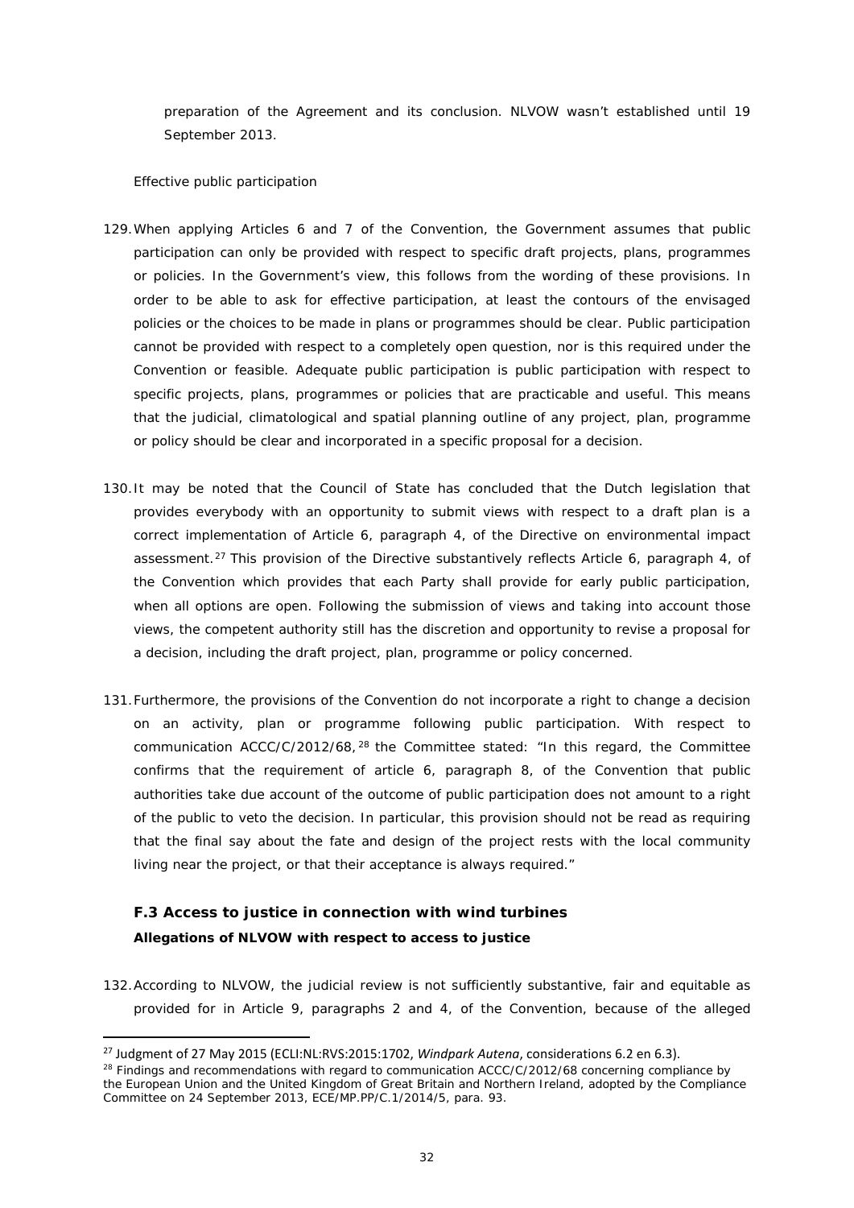preparation of the Agreement and its conclusion. NLVOW wasn't established until 19 September 2013.

*Effective public participation*

129. When applying Articles 6 and 7 of the Convention, the Government assumes that public participation can only be provided with respect to specific draft projects, plans, programmes or policies. In the Government's view, this follows from the wording of these provisions. In order to be able to ask for effective participation, at least the contours of the envisaged policies or the choices to be made in plans or programmes should be clear. Public participation cannot be provided with respect to a completely open question, nor is this required under the Convention or feasible. Adequate public participation is public participation with respect to specific projects, plans, programmes or policies that are practicable and useful. This means that the judicial, climatological and spatial planning outline of any project, plan, programme or policy should be clear and incorporated in a specific proposal for a decision.

130. It may be noted that the Council of State has concluded that the Dutch legislation that provides everybody with an opportunity to submit views with respect to a draft plan is a correct implementation of Article 6, paragraph 4, of the Directive on environmental impact assessment.[27] This provision of the Directive substantively reflects Article 6, paragraph 4, of the Convention which provides that each Party shall provide for early public participation, when all options are open. Following the submission of views and taking into account those views, the competent authority still has the discretion and opportunity to revise a proposal for a decision, including the draft project, plan, programme or policy concerned.

131. Furthermore, the provisions of the Convention do not incorporate a right to change a decision on an activity, plan or programme following public participation. With respect to communication ACCC/C/2012/68,[28] the Committee stated: "In this regard, the Committee confirms that the requirement of article 6, paragraph 8, of the Convention that public authorities take due account of the outcome of public participation does not amount to a right of the public to veto the decision. In particular, this provision should not be read as requiring that the final say about the fate and design of the project rests with the local community living near the project, or that their acceptance is always required."

### F.3 Access to justice in connection with wind turbines

**Allegations of NLVOW with respect to access to justice**

132. According to NLVOW, the judicial review is not sufficiently substantive, fair and equitable as provided for in Article 9, paragraphs 2 and 4, of the Convention, because of the alleged

---

[27] Judgment of 27 May 2015 (ECLI:NL:RVS:2015:1702, *Windpark Autena*, considerations 6.2 en 6.3).

[28] Findings and recommendations with regard to communication ACCC/C/2012/68 concerning compliance by the European Union and the United Kingdom of Great Britain and Northern Ireland, adopted by the Compliance Committee on 24 September 2013, ECE/MP.PP/C.1/2014/5, para. 93.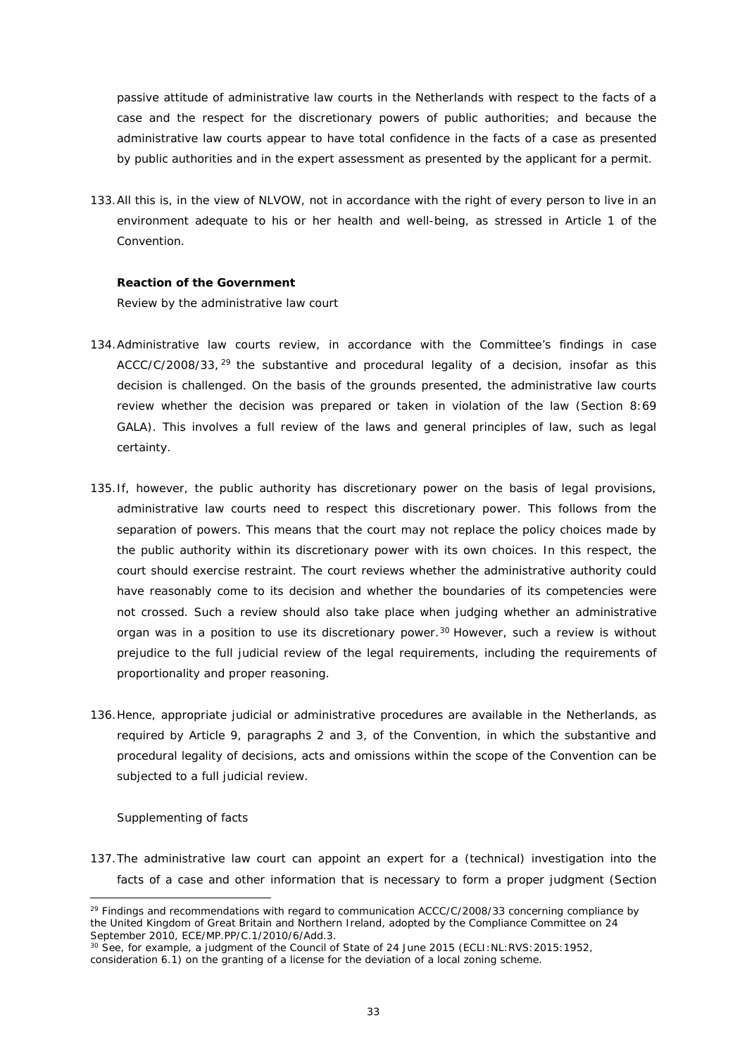passive attitude of administrative law courts in the Netherlands with respect to the facts of a case and the respect for the discretionary powers of public authorities; and because the administrative law courts appear to have total confidence in the facts of a case as presented by public authorities and in the expert assessment as presented by the applicant for a permit.

133. All this is, in the view of NLVOW, not in accordance with the right of every person to live in an environment adequate to his or her health and well-being, as stressed in Article 1 of the Convention.

**Reaction of the Government**

*Review by the administrative law court*

134. Administrative law courts review, in accordance with the Committee's findings in case ACCC/C/2008/33,[29] the substantive and procedural legality of a decision, insofar as this decision is challenged. On the basis of the grounds presented, the administrative law courts review whether the decision was prepared or taken in violation of the law (Section 8:69 GALA). This involves a full review of the laws and general principles of law, such as legal certainty.

135. If, however, the public authority has discretionary power on the basis of legal provisions, administrative law courts need to respect this discretionary power. This follows from the separation of powers. This means that the court may not replace the policy choices made by the public authority within its discretionary power with its own choices. In this respect, the court should exercise restraint. The court reviews whether the administrative authority could have reasonably come to its decision and whether the boundaries of its competencies were not crossed. Such a review should also take place when judging whether an administrative organ was in a position to use its discretionary power.[30] However, such a review is without prejudice to the full judicial review of the legal requirements, including the requirements of proportionality and proper reasoning.

136. Hence, appropriate judicial or administrative procedures are available in the Netherlands, as required by Article 9, paragraphs 2 and 3, of the Convention, in which the substantive and procedural legality of decisions, acts and omissions within the scope of the Convention can be subjected to a full judicial review.

*Supplementing of facts*

137. The administrative law court can appoint an expert for a (technical) investigation into the facts of a case and other information that is necessary to form a proper judgment (Section

---

[29] Findings and recommendations with regard to communication ACCC/C/2008/33 concerning compliance by the United Kingdom of Great Britain and Northern Ireland, adopted by the Compliance Committee on 24 September 2010, ECE/MP.PP/C.1/2010/6/Add.3.

[30] See, for example, a judgment of the Council of State of 24 June 2015 (ECLI:NL:RVS:2015:1952, consideration 6.1) on the granting of a license for the deviation of a local zoning scheme.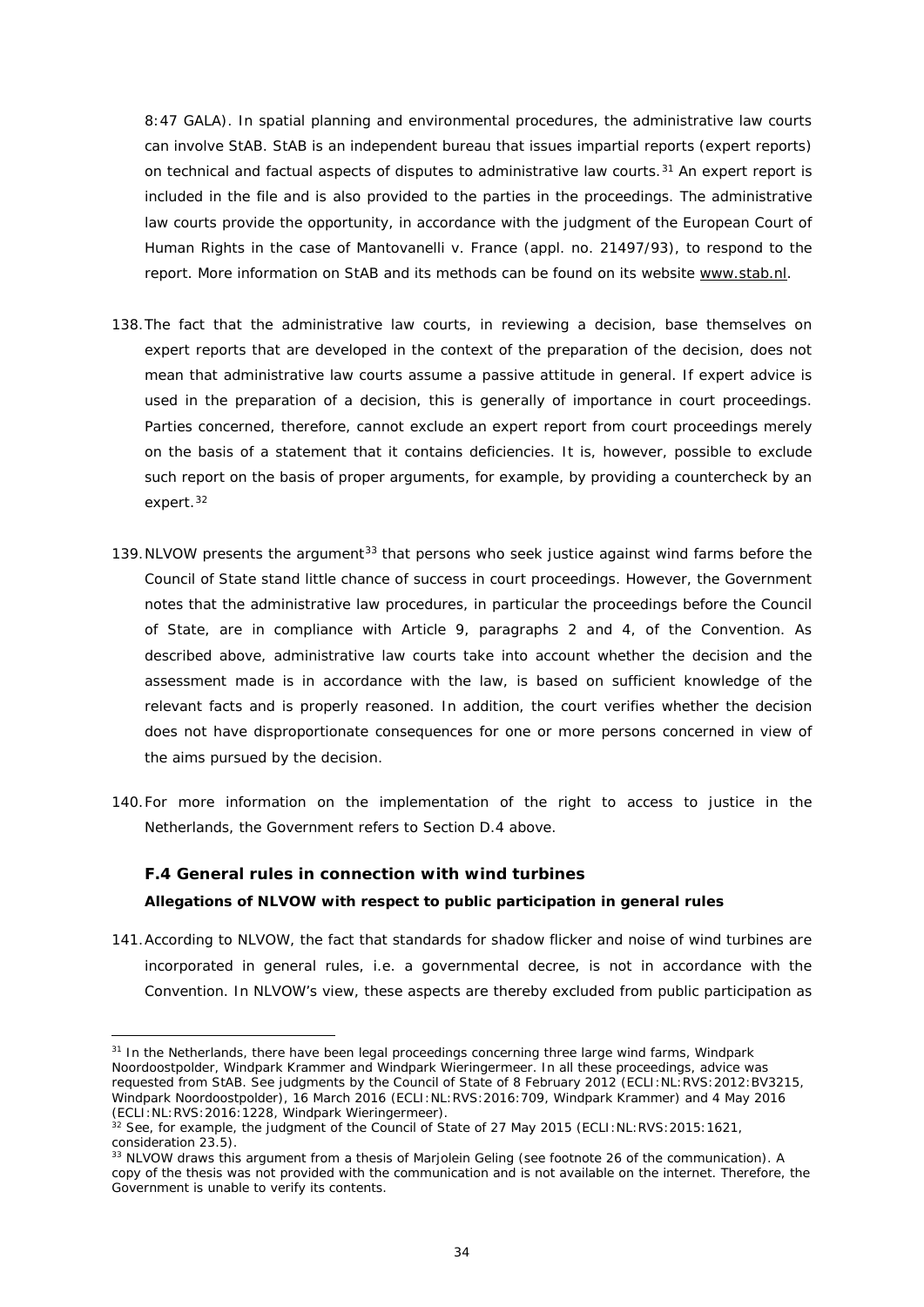8:47 GALA). In spatial planning and environmental procedures, the administrative law courts can involve StAB. StAB is an independent bureau that issues impartial reports (expert reports) on technical and factual aspects of disputes to administrative law courts.[31] An expert report is included in the file and is also provided to the parties in the proceedings. The administrative law courts provide the opportunity, in accordance with the judgment of the European Court of Human Rights in the case of Mantovanelli v. France (appl. no. 21497/93), to respond to the report. More information on StAB and its methods can be found on its website www.stab.nl.

138. The fact that the administrative law courts, in reviewing a decision, base themselves on expert reports that are developed in the context of the preparation of the decision, does not mean that administrative law courts assume a passive attitude in general. If expert advice is used in the preparation of a decision, this is generally of importance in court proceedings. Parties concerned, therefore, cannot exclude an expert report from court proceedings merely on the basis of a statement that it contains deficiencies. It is, however, possible to exclude such report on the basis of proper arguments, for example, by providing a countercheck by an expert.[32]

139. NLVOW presents the argument[33] that persons who seek justice against wind farms before the Council of State stand little chance of success in court proceedings. However, the Government notes that the administrative law procedures, in particular the proceedings before the Council of State, are in compliance with Article 9, paragraphs 2 and 4, of the Convention. As described above, administrative law courts take into account whether the decision and the assessment made is in accordance with the law, is based on sufficient knowledge of the relevant facts and is properly reasoned. In addition, the court verifies whether the decision does not have disproportionate consequences for one or more persons concerned in view of the aims pursued by the decision.

140. For more information on the implementation of the right to access to justice in the Netherlands, the Government refers to Section D.4 above.

### F.4 General rules in connection with wind turbines

**Allegations of NLVOW with respect to public participation in general rules**

141. According to NLVOW, the fact that standards for shadow flicker and noise of wind turbines are incorporated in general rules, i.e. a governmental decree, is not in accordance with the Convention. In NLVOW's view, these aspects are thereby excluded from public participation as

---

[31] In the Netherlands, there have been legal proceedings concerning three large wind farms, Windpark Noordoostpolder, Windpark Krammer and Windpark Wieringermeer. In all these proceedings, advice was requested from StAB. See judgments by the Council of State of 8 February 2012 (ECLI:NL:RVS:2012:BV3215, Windpark Noordoostpolder), 16 March 2016 (ECLI:NL:RVS:2016:709, Windpark Krammer) and 4 May 2016 (ECLI:NL:RVS:2016:1228, Windpark Wieringermeer).

[32] See, for example, the judgment of the Council of State of 27 May 2015 (ECLI:NL:RVS:2015:1621, consideration 23.5).

[33] NLVOW draws this argument from a thesis of Marjolein Geling (see footnote 26 of the communication). A copy of the thesis was not provided with the communication and is not available on the internet. Therefore, the Government is unable to verify its contents.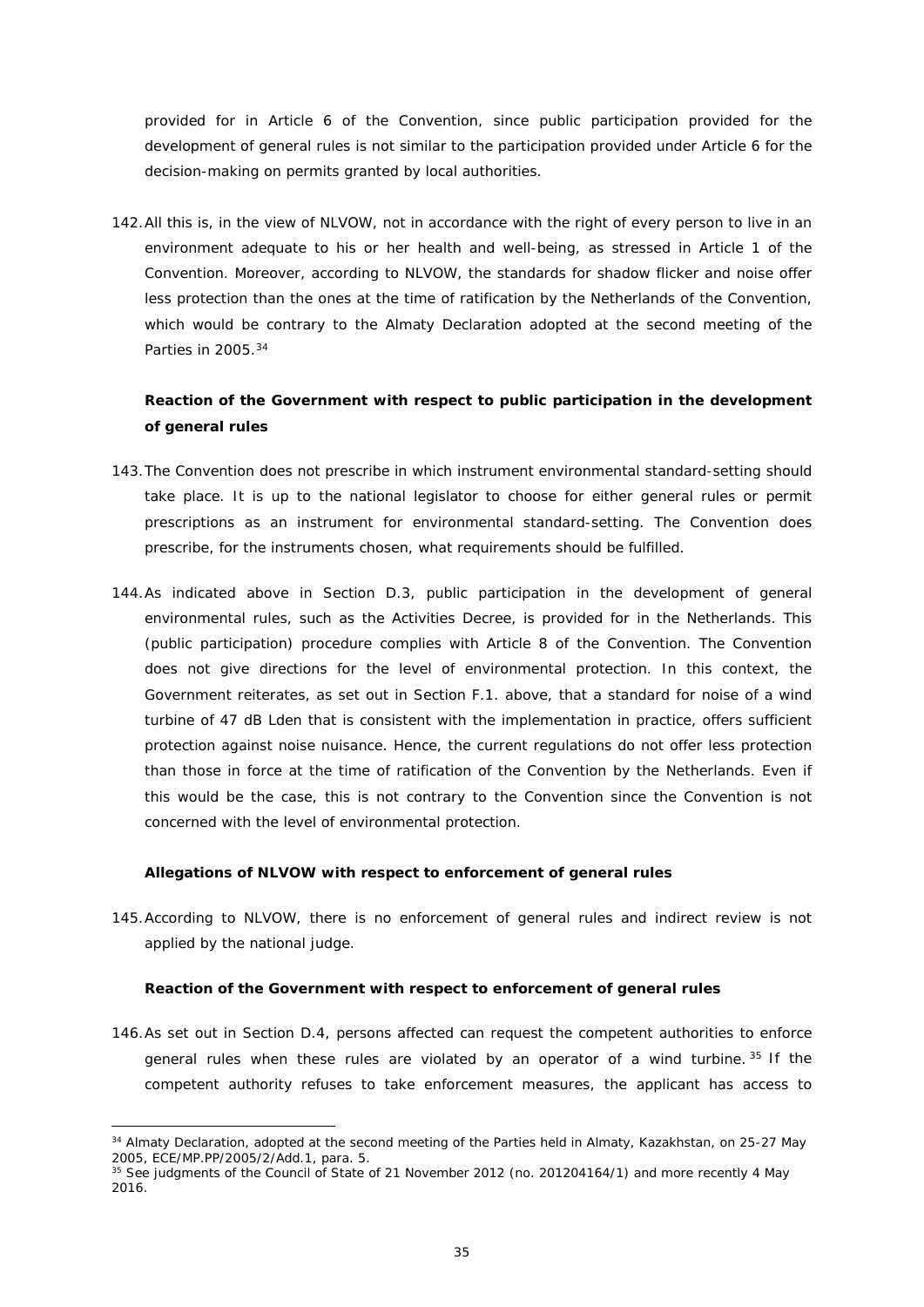provided for in Article 6 of the Convention, since public participation provided for the development of general rules is not similar to the participation provided under Article 6 for the decision-making on permits granted by local authorities.

142. All this is, in the view of NLVOW, not in accordance with the right of every person to live in an environment adequate to his or her health and well-being, as stressed in Article 1 of the Convention. Moreover, according to NLVOW, the standards for shadow flicker and noise offer less protection than the ones at the time of ratification by the Netherlands of the Convention, which would be contrary to the Almaty Declaration adopted at the second meeting of the Parties in 2005.[34]

**Reaction of the Government with respect to public participation in the development of general rules**

143. The Convention does not prescribe in which instrument environmental standard-setting should take place. It is up to the national legislator to choose for either general rules or permit prescriptions as an instrument for environmental standard-setting. The Convention does prescribe, for the instruments chosen, what requirements should be fulfilled.

144. As indicated above in Section D.3, public participation in the development of general environmental rules, such as the Activities Decree, is provided for in the Netherlands. This (public participation) procedure complies with Article 8 of the Convention. The Convention does not give directions for the level of environmental protection. In this context, the Government reiterates, as set out in Section F.1. above, that a standard for noise of a wind turbine of 47 dB Lden that is consistent with the implementation in practice, offers sufficient protection against noise nuisance. Hence, the current regulations do not offer less protection than those in force at the time of ratification of the Convention by the Netherlands. Even if this would be the case, this is not contrary to the Convention since the Convention is not concerned with the level of environmental protection.

**Allegations of NLVOW with respect to enforcement of general rules**

145. According to NLVOW, there is no enforcement of general rules and indirect review is not applied by the national judge.

**Reaction of the Government with respect to enforcement of general rules**

146. As set out in Section D.4, persons affected can request the competent authorities to enforce general rules when these rules are violated by an operator of a wind turbine.[35] If the competent authority refuses to take enforcement measures, the applicant has access to

[34] Almaty Declaration, adopted at the second meeting of the Parties held in Almaty, Kazakhstan, on 25-27 May 2005, ECE/MP.PP/2005/2/Add.1, para. 5.

[35] See judgments of the Council of State of 21 November 2012 (no. 201204164/1) and more recently 4 May 2016.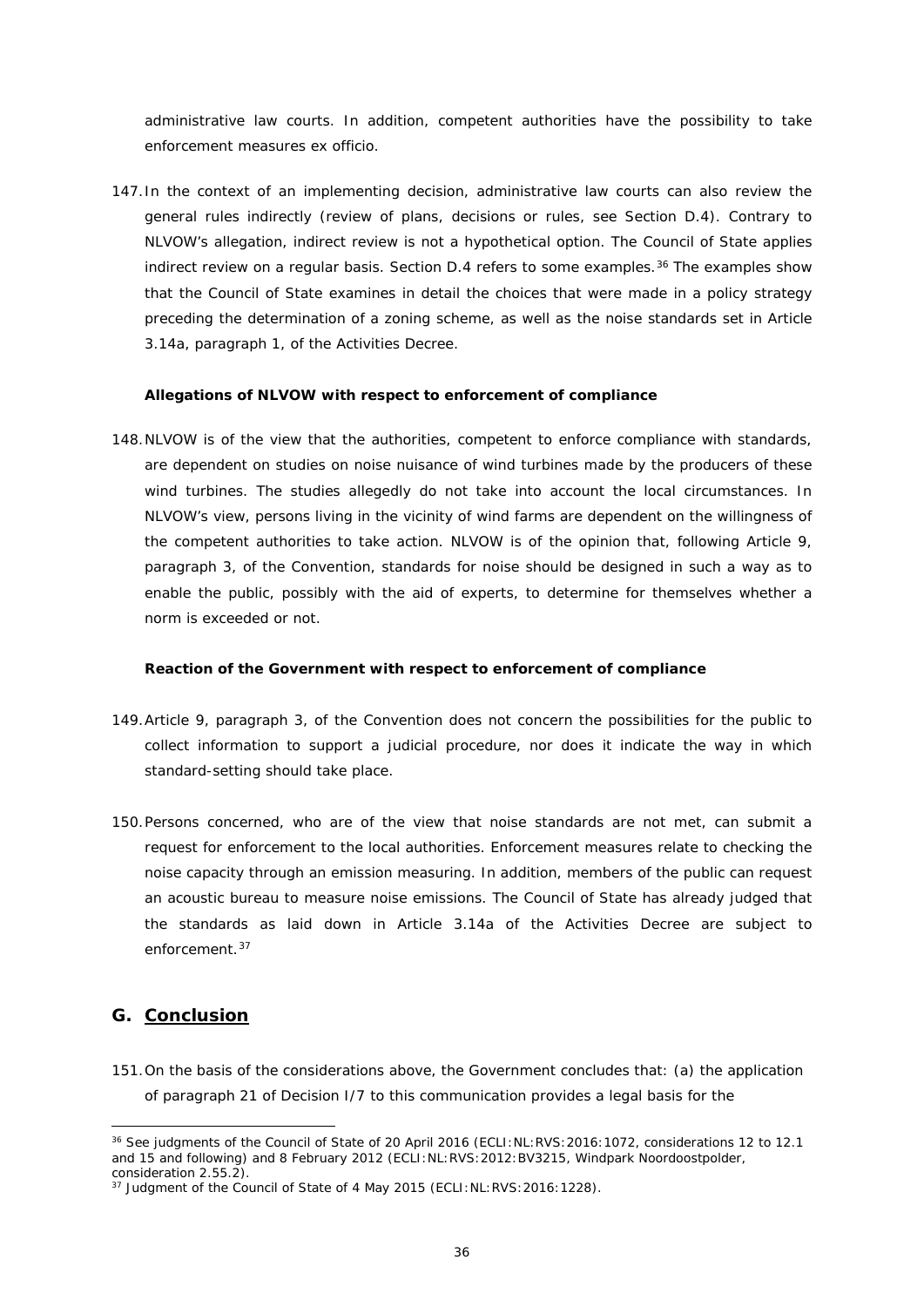administrative law courts. In addition, competent authorities have the possibility to take enforcement measures ex officio.

147. In the context of an implementing decision, administrative law courts can also review the general rules indirectly (review of plans, decisions or rules, see Section D.4). Contrary to NLVOW's allegation, indirect review is not a hypothetical option. The Council of State applies indirect review on a regular basis. Section D.4 refers to some examples.[36] The examples show that the Council of State examines in detail the choices that were made in a policy strategy preceding the determination of a zoning scheme, as well as the noise standards set in Article 3.14a, paragraph 1, of the Activities Decree.

**Allegations of NLVOW with respect to enforcement of compliance**

148. NLVOW is of the view that the authorities, competent to enforce compliance with standards, are dependent on studies on noise nuisance of wind turbines made by the producers of these wind turbines. The studies allegedly do not take into account the local circumstances. In NLVOW's view, persons living in the vicinity of wind farms are dependent on the willingness of the competent authorities to take action. NLVOW is of the opinion that, following Article 9, paragraph 3, of the Convention, standards for noise should be designed in such a way as to enable the public, possibly with the aid of experts, to determine for themselves whether a norm is exceeded or not.

**Reaction of the Government with respect to enforcement of compliance**

149. Article 9, paragraph 3, of the Convention does not concern the possibilities for the public to collect information to support a judicial procedure, nor does it indicate the way in which standard-setting should take place.

150. Persons concerned, who are of the view that noise standards are not met, can submit a request for enforcement to the local authorities. Enforcement measures relate to checking the noise capacity through an emission measuring. In addition, members of the public can request an acoustic bureau to measure noise emissions. The Council of State has already judged that the standards as laid down in Article 3.14a of the Activities Decree are subject to enforcement.[37]

## G. Conclusion

151. On the basis of the considerations above, the Government concludes that: (a) the application of paragraph 21 of Decision I/7 to this communication provides a legal basis for the

[36] See judgments of the Council of State of 20 April 2016 (ECLI:NL:RVS:2016:1072, considerations 12 to 12.1 and 15 and following) and 8 February 2012 (ECLI:NL:RVS:2012:BV3215, Windpark Noordoostpolder, consideration 2.55.2).

[37] Judgment of the Council of State of 4 May 2015 (ECLI:NL:RVS:2016:1228).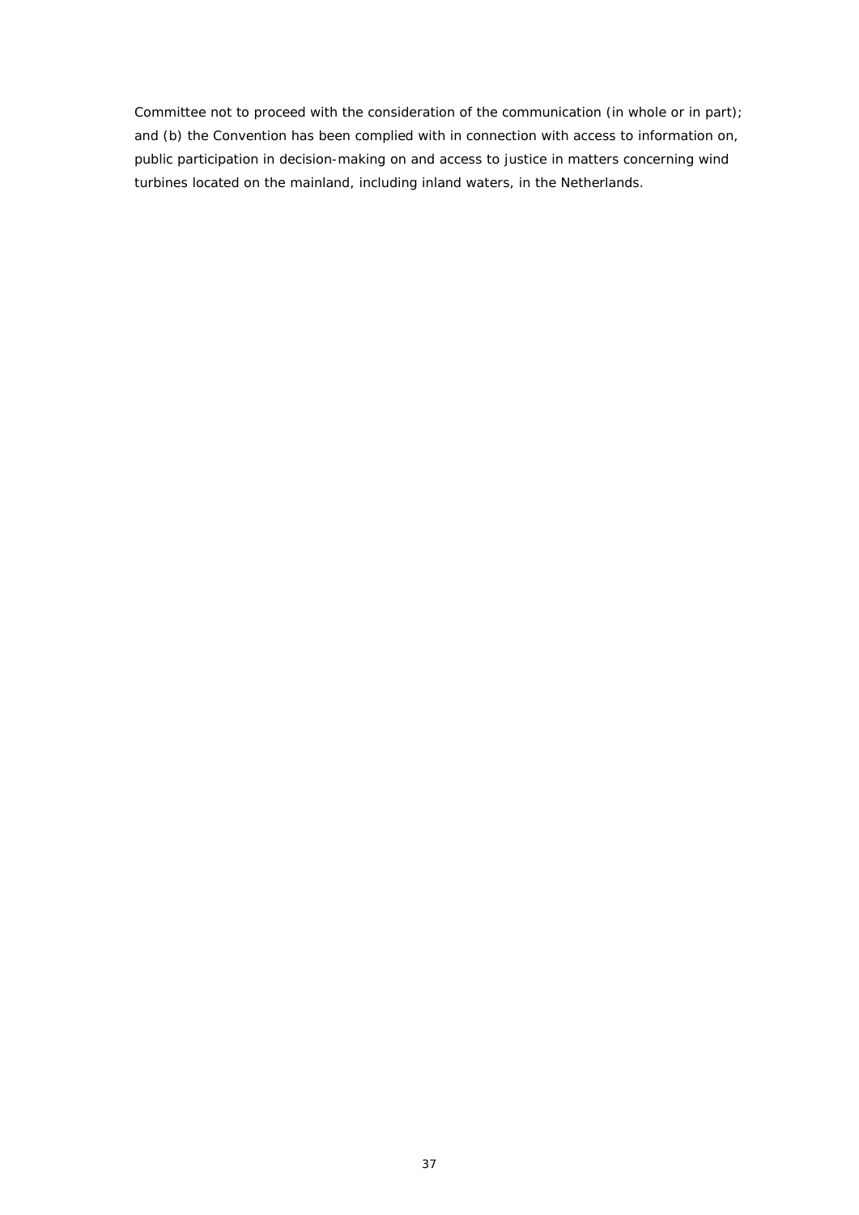Committee not to proceed with the consideration of the communication (in whole or in part); and (b) the Convention has been complied with in connection with access to information on, public participation in decision-making on and access to justice in matters concerning wind turbines located on the mainland, including inland waters, in the Netherlands.